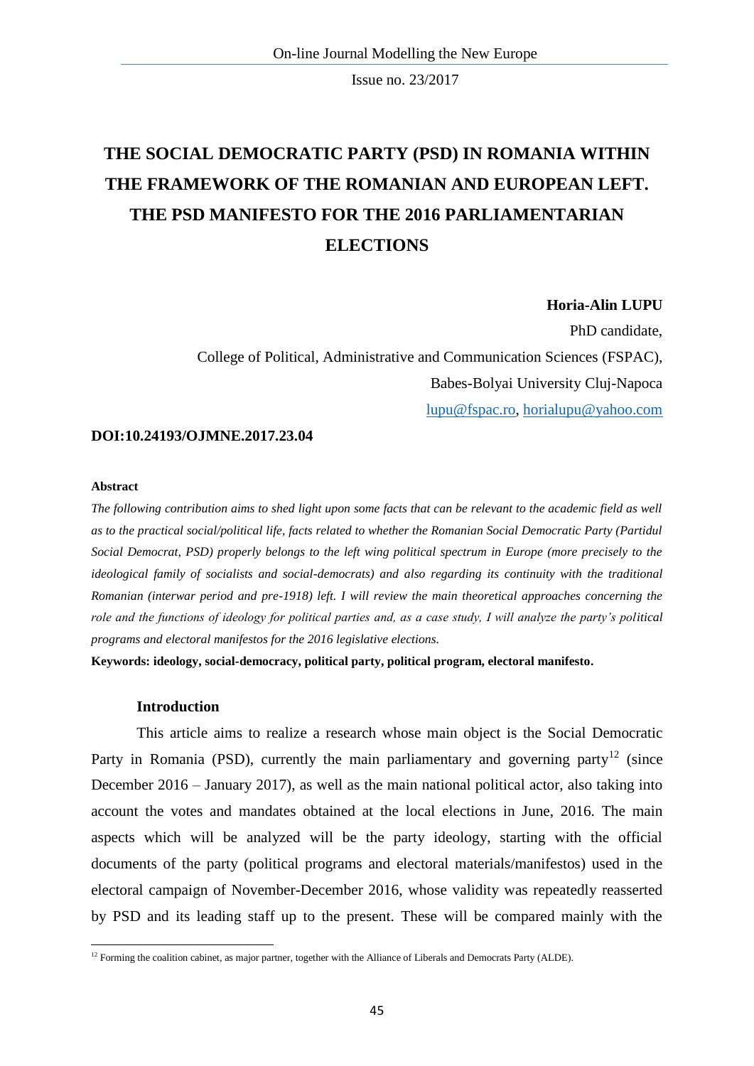# THE SOCIAL DEMOCRATIC PARTY (PSD) IN ROMANIA WITHIN THE FRAMEWORK OF THE ROMANIAN AND EUROPEAN LEFT. THE PSD MANIFESTO FOR THE 2016 PARLIAMENTARIAN ELECTIONS

**Horia-Alin LUPU**

PhD candidate,

College of Political, Administrative and Communication Sciences (FSPAC),

Babes-Bolyai University Cluj-Napoca

lupu@fspac.ro, horialupu@yahoo.com

**DOI:10.24193/OJMNE.2017.23.04**

**Abstract**

*The following contribution aims to shed light upon some facts that can be relevant to the academic field as well as to the practical social/political life, facts related to whether the Romanian Social Democratic Party (Partidul Social Democrat, PSD) properly belongs to the left wing political spectrum in Europe (more precisely to the ideological family of socialists and social-democrats) and also regarding its continuity with the traditional Romanian (interwar period and pre-1918) left. I will review the main theoretical approaches concerning the role and the functions of ideology for political parties and, as a case study, I will analyze the party's political programs and electoral manifestos for the 2016 legislative elections.*

**Keywords: ideology, social-democracy, political party, political program, electoral manifesto.**

## Introduction

This article aims to realize a research whose main object is the Social Democratic Party in Romania (PSD), currently the main parliamentary and governing party[12] (since December 2016 – January 2017), as well as the main national political actor, also taking into account the votes and mandates obtained at the local elections in June, 2016. The main aspects which will be analyzed will be the party ideology, starting with the official documents of the party (political programs and electoral materials/manifestos) used in the electoral campaign of November-December 2016, whose validity was repeatedly reasserted by PSD and its leading staff up to the present. These will be compared mainly with the

[12] Forming the coalition cabinet, as major partner, together with the Alliance of Liberals and Democrats Party (ALDE).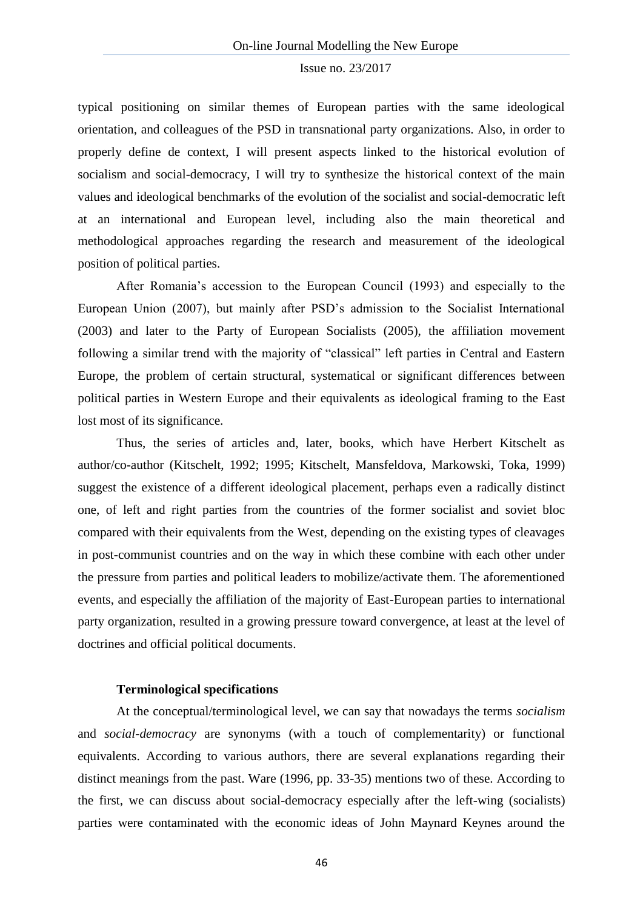typical positioning on similar themes of European parties with the same ideological orientation, and colleagues of the PSD in transnational party organizations. Also, in order to properly define de context, I will present aspects linked to the historical evolution of socialism and social-democracy, I will try to synthesize the historical context of the main values and ideological benchmarks of the evolution of the socialist and social-democratic left at an international and European level, including also the main theoretical and methodological approaches regarding the research and measurement of the ideological position of political parties.

After Romania's accession to the European Council (1993) and especially to the European Union (2007), but mainly after PSD's admission to the Socialist International (2003) and later to the Party of European Socialists (2005), the affiliation movement following a similar trend with the majority of "classical" left parties in Central and Eastern Europe, the problem of certain structural, systematical or significant differences between political parties in Western Europe and their equivalents as ideological framing to the East lost most of its significance.

Thus, the series of articles and, later, books, which have Herbert Kitschelt as author/co-author (Kitschelt, 1992; 1995; Kitschelt, Mansfeldova, Markowski, Toka, 1999) suggest the existence of a different ideological placement, perhaps even a radically distinct one, of left and right parties from the countries of the former socialist and soviet bloc compared with their equivalents from the West, depending on the existing types of cleavages in post-communist countries and on the way in which these combine with each other under the pressure from parties and political leaders to mobilize/activate them. The aforementioned events, and especially the affiliation of the majority of East-European parties to international party organization, resulted in a growing pressure toward convergence, at least at the level of doctrines and official political documents.

**Terminological specifications**

At the conceptual/terminological level, we can say that nowadays the terms *socialism* and *social-democracy* are synonyms (with a touch of complementarity) or functional equivalents. According to various authors, there are several explanations regarding their distinct meanings from the past. Ware (1996, pp. 33-35) mentions two of these. According to the first, we can discuss about social-democracy especially after the left-wing (socialists) parties were contaminated with the economic ideas of John Maynard Keynes around the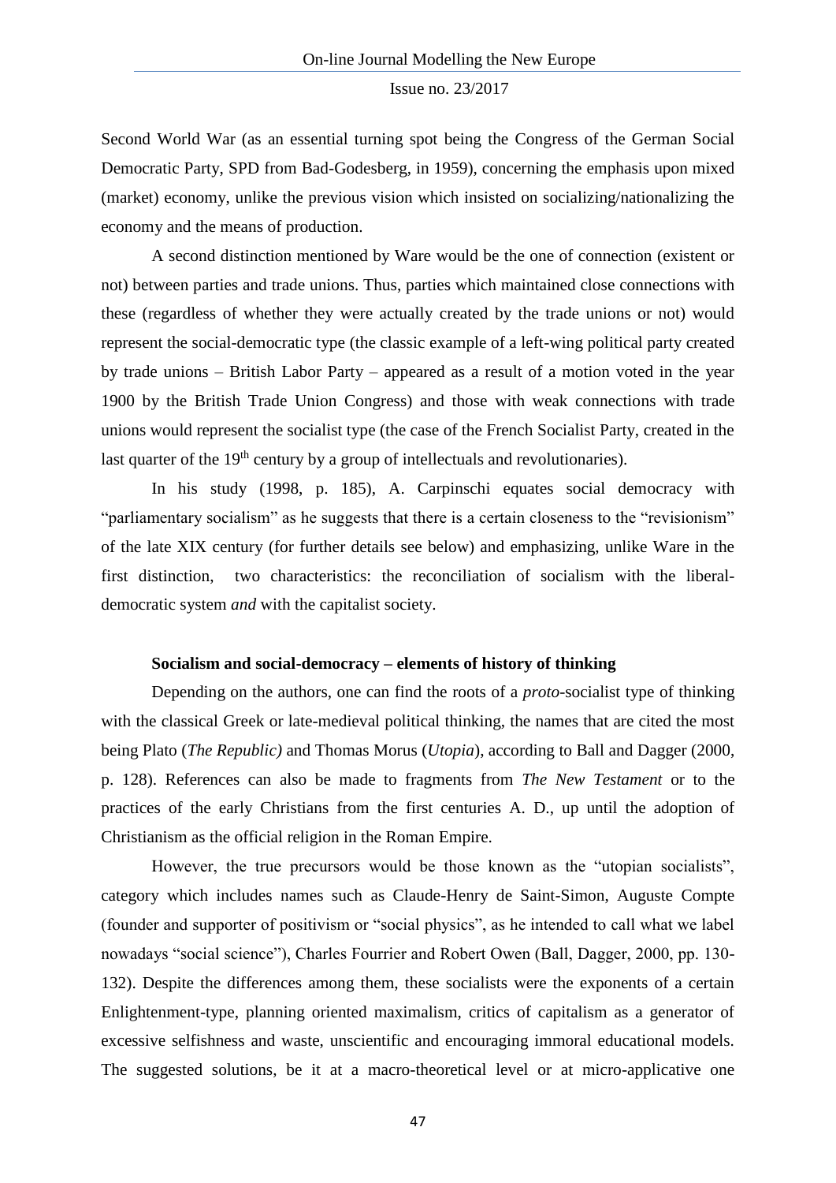Second World War (as an essential turning spot being the Congress of the German Social Democratic Party, SPD from Bad-Godesberg, in 1959), concerning the emphasis upon mixed (market) economy, unlike the previous vision which insisted on socializing/nationalizing the economy and the means of production.

A second distinction mentioned by Ware would be the one of connection (existent or not) between parties and trade unions. Thus, parties which maintained close connections with these (regardless of whether they were actually created by the trade unions or not) would represent the social-democratic type (the classic example of a left-wing political party created by trade unions – British Labor Party – appeared as a result of a motion voted in the year 1900 by the British Trade Union Congress) and those with weak connections with trade unions would represent the socialist type (the case of the French Socialist Party, created in the last quarter of the 19th century by a group of intellectuals and revolutionaries).

In his study (1998, p. 185), A. Carpinschi equates social democracy with "parliamentary socialism" as he suggests that there is a certain closeness to the "revisionism" of the late XIX century (for further details see below) and emphasizing, unlike Ware in the first distinction, two characteristics: the reconciliation of socialism with the liberal-democratic system *and* with the capitalist society.

**Socialism and social-democracy – elements of history of thinking**

Depending on the authors, one can find the roots of a *proto*-socialist type of thinking with the classical Greek or late-medieval political thinking, the names that are cited the most being Plato (*The Republic)* and Thomas Morus (*Utopia*), according to Ball and Dagger (2000, p. 128). References can also be made to fragments from *The New Testament* or to the practices of the early Christians from the first centuries A. D., up until the adoption of Christianism as the official religion in the Roman Empire.

However, the true precursors would be those known as the "utopian socialists", category which includes names such as Claude-Henry de Saint-Simon, Auguste Compte (founder and supporter of positivism or "social physics", as he intended to call what we label nowadays "social science"), Charles Fourrier and Robert Owen (Ball, Dagger, 2000, pp. 130-132). Despite the differences among them, these socialists were the exponents of a certain Enlightenment-type, planning oriented maximalism, critics of capitalism as a generator of excessive selfishness and waste, unscientific and encouraging immoral educational models. The suggested solutions, be it at a macro-theoretical level or at micro-applicative one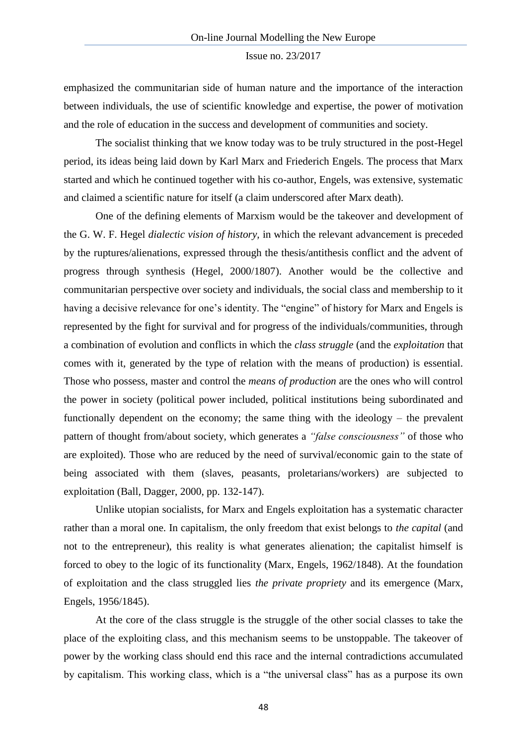emphasized the communitarian side of human nature and the importance of the interaction between individuals, the use of scientific knowledge and expertise, the power of motivation and the role of education in the success and development of communities and society.

The socialist thinking that we know today was to be truly structured in the post-Hegel period, its ideas being laid down by Karl Marx and Friederich Engels. The process that Marx started and which he continued together with his co-author, Engels, was extensive, systematic and claimed a scientific nature for itself (a claim underscored after Marx death).

One of the defining elements of Marxism would be the takeover and development of the G. W. F. Hegel *dialectic vision of history,* in which the relevant advancement is preceded by the ruptures/alienations, expressed through the thesis/antithesis conflict and the advent of progress through synthesis (Hegel, 2000/1807). Another would be the collective and communitarian perspective over society and individuals, the social class and membership to it having a decisive relevance for one's identity. The "engine" of history for Marx and Engels is represented by the fight for survival and for progress of the individuals/communities, through a combination of evolution and conflicts in which the *class struggle* (and the *exploitation* that comes with it, generated by the type of relation with the means of production) is essential. Those who possess, master and control the *means of production* are the ones who will control the power in society (political power included, political institutions being subordinated and functionally dependent on the economy; the same thing with the ideology – the prevalent pattern of thought from/about society, which generates a *"false consciousness"* of those who are exploited). Those who are reduced by the need of survival/economic gain to the state of being associated with them (slaves, peasants, proletarians/workers) are subjected to exploitation (Ball, Dagger, 2000, pp. 132-147).

Unlike utopian socialists, for Marx and Engels exploitation has a systematic character rather than a moral one. In capitalism, the only freedom that exist belongs to *the capital* (and not to the entrepreneur), this reality is what generates alienation; the capitalist himself is forced to obey to the logic of its functionality (Marx, Engels, 1962/1848). At the foundation of exploitation and the class struggled lies *the private propriety* and its emergence (Marx, Engels, 1956/1845).

At the core of the class struggle is the struggle of the other social classes to take the place of the exploiting class, and this mechanism seems to be unstoppable. The takeover of power by the working class should end this race and the internal contradictions accumulated by capitalism. This working class, which is a "the universal class" has as a purpose its own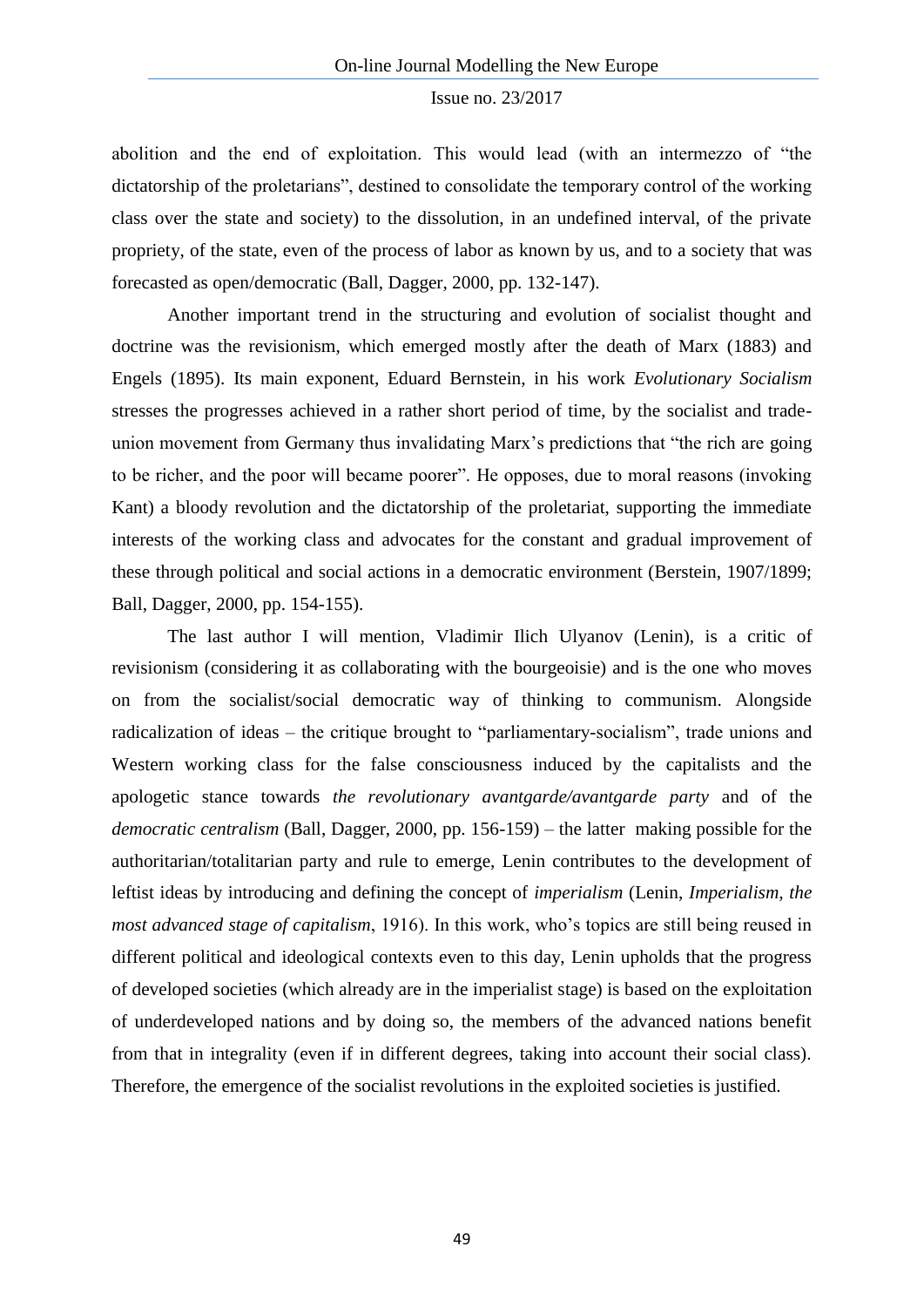abolition and the end of exploitation. This would lead (with an intermezzo of "the dictatorship of the proletarians", destined to consolidate the temporary control of the working class over the state and society) to the dissolution, in an undefined interval, of the private propriety, of the state, even of the process of labor as known by us, and to a society that was forecasted as open/democratic (Ball, Dagger, 2000, pp. 132-147).

Another important trend in the structuring and evolution of socialist thought and doctrine was the revisionism, which emerged mostly after the death of Marx (1883) and Engels (1895). Its main exponent, Eduard Bernstein, in his work *Evolutionary Socialism* stresses the progresses achieved in a rather short period of time, by the socialist and trade-union movement from Germany thus invalidating Marx's predictions that "the rich are going to be richer, and the poor will became poorer". He opposes, due to moral reasons (invoking Kant) a bloody revolution and the dictatorship of the proletariat, supporting the immediate interests of the working class and advocates for the constant and gradual improvement of these through political and social actions in a democratic environment (Berstein, 1907/1899; Ball, Dagger, 2000, pp. 154-155).

The last author I will mention, Vladimir Ilich Ulyanov (Lenin), is a critic of revisionism (considering it as collaborating with the bourgeoisie) and is the one who moves on from the socialist/social democratic way of thinking to communism. Alongside radicalization of ideas – the critique brought to "parliamentary-socialism", trade unions and Western working class for the false consciousness induced by the capitalists and the apologetic stance towards *the revolutionary avantgarde/avantgarde party* and of the *democratic centralism* (Ball, Dagger, 2000, pp. 156-159) – the latter making possible for the authoritarian/totalitarian party and rule to emerge, Lenin contributes to the development of leftist ideas by introducing and defining the concept of *imperialism* (Lenin, *Imperialism, the most advanced stage of capitalism*, 1916). In this work, who's topics are still being reused in different political and ideological contexts even to this day, Lenin upholds that the progress of developed societies (which already are in the imperialist stage) is based on the exploitation of underdeveloped nations and by doing so, the members of the advanced nations benefit from that in integrality (even if in different degrees, taking into account their social class). Therefore, the emergence of the socialist revolutions in the exploited societies is justified.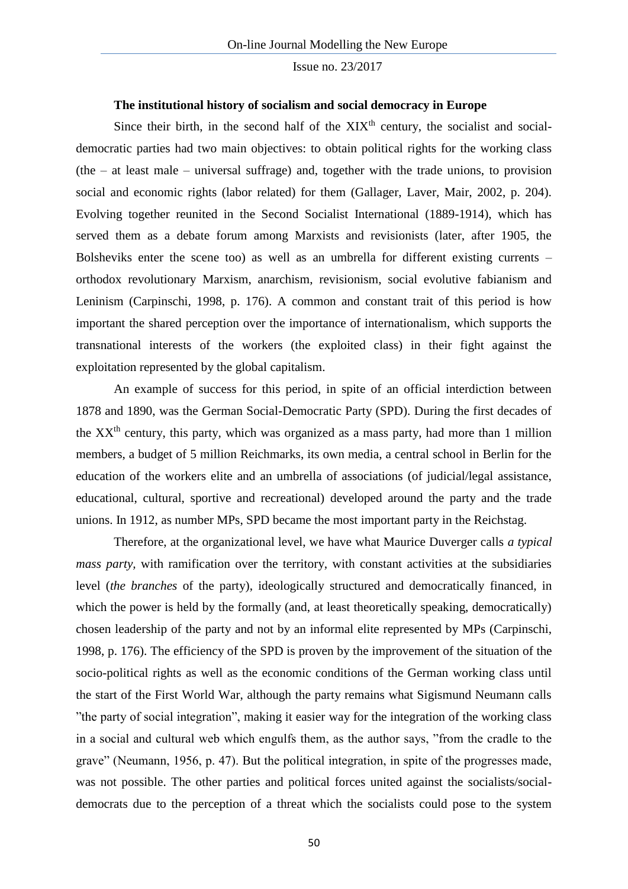**The institutional history of socialism and social democracy in Europe**

Since their birth, in the second half of the XIX[th] century, the socialist and social-democratic parties had two main objectives: to obtain political rights for the working class (the – at least male – universal suffrage) and, together with the trade unions, to provision social and economic rights (labor related) for them (Gallager, Laver, Mair, 2002, p. 204). Evolving together reunited in the Second Socialist International (1889-1914), which has served them as a debate forum among Marxists and revisionists (later, after 1905, the Bolsheviks enter the scene too) as well as an umbrella for different existing currents – orthodox revolutionary Marxism, anarchism, revisionism, social evolutive fabianism and Leninism (Carpinschi, 1998, p. 176). A common and constant trait of this period is how important the shared perception over the importance of internationalism, which supports the transnational interests of the workers (the exploited class) in their fight against the exploitation represented by the global capitalism.

An example of success for this period, in spite of an official interdiction between 1878 and 1890, was the German Social-Democratic Party (SPD). During the first decades of the XX[th] century, this party, which was organized as a mass party, had more than 1 million members, a budget of 5 million Reichmarks, its own media, a central school in Berlin for the education of the workers elite and an umbrella of associations (of judicial/legal assistance, educational, cultural, sportive and recreational) developed around the party and the trade unions. In 1912, as number MPs, SPD became the most important party in the Reichstag.

Therefore, at the organizational level, we have what Maurice Duverger calls *a typical mass party*, with ramification over the territory, with constant activities at the subsidiaries level (*the branches* of the party), ideologically structured and democratically financed, in which the power is held by the formally (and, at least theoretically speaking, democratically) chosen leadership of the party and not by an informal elite represented by MPs (Carpinschi, 1998, p. 176). The efficiency of the SPD is proven by the improvement of the situation of the socio-political rights as well as the economic conditions of the German working class until the start of the First World War, although the party remains what Sigismund Neumann calls "the party of social integration", making it easier way for the integration of the working class in a social and cultural web which engulfs them, as the author says, "from the cradle to the grave" (Neumann, 1956, p. 47). But the political integration, in spite of the progresses made, was not possible. The other parties and political forces united against the socialists/social-democrats due to the perception of a threat which the socialists could pose to the system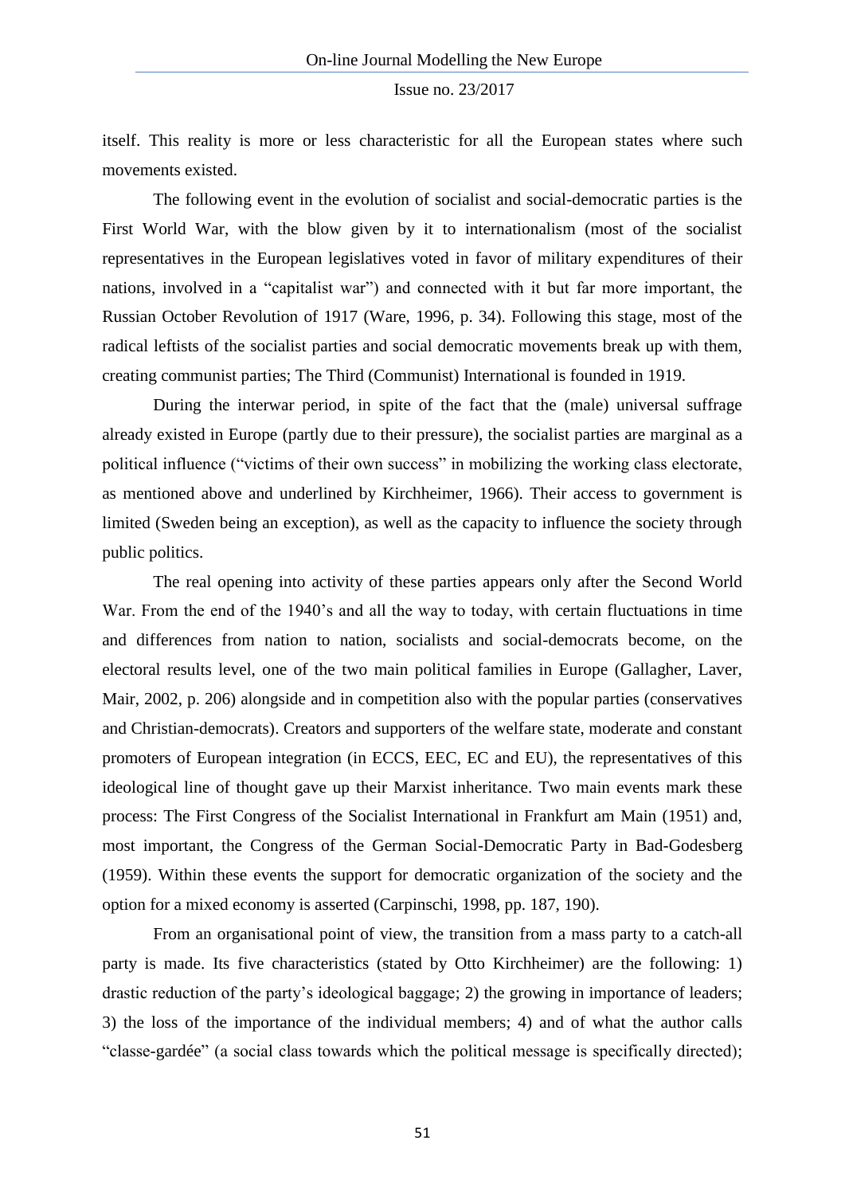itself. This reality is more or less characteristic for all the European states where such movements existed.

The following event in the evolution of socialist and social-democratic parties is the First World War, with the blow given by it to internationalism (most of the socialist representatives in the European legislatives voted in favor of military expenditures of their nations, involved in a "capitalist war") and connected with it but far more important, the Russian October Revolution of 1917 (Ware, 1996, p. 34). Following this stage, most of the radical leftists of the socialist parties and social democratic movements break up with them, creating communist parties; The Third (Communist) International is founded in 1919.

During the interwar period, in spite of the fact that the (male) universal suffrage already existed in Europe (partly due to their pressure), the socialist parties are marginal as a political influence ("victims of their own success" in mobilizing the working class electorate, as mentioned above and underlined by Kirchheimer, 1966). Their access to government is limited (Sweden being an exception), as well as the capacity to influence the society through public politics.

The real opening into activity of these parties appears only after the Second World War. From the end of the 1940's and all the way to today, with certain fluctuations in time and differences from nation to nation, socialists and social-democrats become, on the electoral results level, one of the two main political families in Europe (Gallagher, Laver, Mair, 2002, p. 206) alongside and in competition also with the popular parties (conservatives and Christian-democrats). Creators and supporters of the welfare state, moderate and constant promoters of European integration (in ECCS, EEC, EC and EU), the representatives of this ideological line of thought gave up their Marxist inheritance. Two main events mark these process: The First Congress of the Socialist International in Frankfurt am Main (1951) and, most important, the Congress of the German Social-Democratic Party in Bad-Godesberg (1959). Within these events the support for democratic organization of the society and the option for a mixed economy is asserted (Carpinschi, 1998, pp. 187, 190).

From an organisational point of view, the transition from a mass party to a catch-all party is made. Its five characteristics (stated by Otto Kirchheimer) are the following: 1) drastic reduction of the party's ideological baggage; 2) the growing in importance of leaders; 3) the loss of the importance of the individual members; 4) and of what the author calls "classe-gardée" (a social class towards which the political message is specifically directed);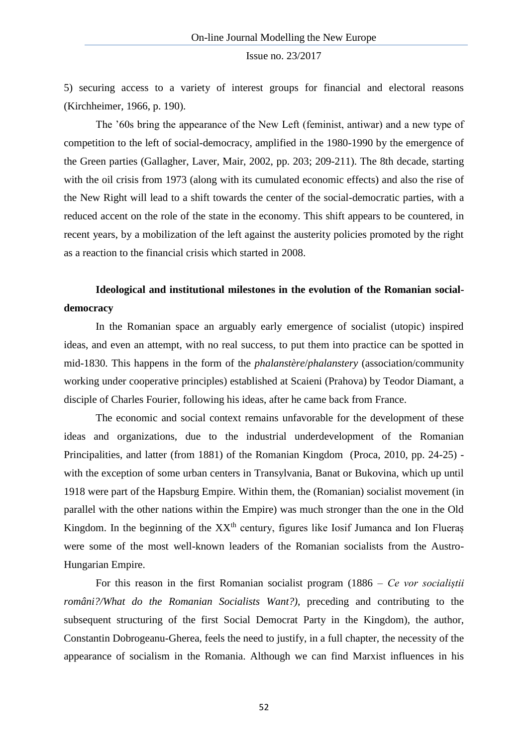5) securing access to a variety of interest groups for financial and electoral reasons (Kirchheimer, 1966, p. 190).

The ’60s bring the appearance of the New Left (feminist, antiwar) and a new type of competition to the left of social-democracy, amplified in the 1980-1990 by the emergence of the Green parties (Gallagher, Laver, Mair, 2002, pp. 203; 209-211). The 8th decade, starting with the oil crisis from 1973 (along with its cumulated economic effects) and also the rise of the New Right will lead to a shift towards the center of the social-democratic parties, with a reduced accent on the role of the state in the economy. This shift appears to be countered, in recent years, by a mobilization of the left against the austerity policies promoted by the right as a reaction to the financial crisis which started in 2008.

## Ideological and institutional milestones in the evolution of the Romanian social-democracy

In the Romanian space an arguably early emergence of socialist (utopic) inspired ideas, and even an attempt, with no real success, to put them into practice can be spotted in mid-1830. This happens in the form of the *phalanstère*/*phalanstery* (association/community working under cooperative principles) established at Scaieni (Prahova) by Teodor Diamant, a disciple of Charles Fourier, following his ideas, after he came back from France.

The economic and social context remains unfavorable for the development of these ideas and organizations, due to the industrial underdevelopment of the Romanian Principalities, and latter (from 1881) of the Romanian Kingdom (Proca, 2010, pp. 24-25) - with the exception of some urban centers in Transylvania, Banat or Bukovina, which up until 1918 were part of the Hapsburg Empire. Within them, the (Romanian) socialist movement (in parallel with the other nations within the Empire) was much stronger than the one in the Old Kingdom. In the beginning of the XX$^{th}$ century, figures like Iosif Jumanca and Ion Flueraș were some of the most well-known leaders of the Romanian socialists from the Austro-Hungarian Empire.

For this reason in the first Romanian socialist program (1886 – *Ce vor socialiștii români?/What do the Romanian Socialists Want?),* preceding and contributing to the subsequent structuring of the first Social Democrat Party in the Kingdom), the author, Constantin Dobrogeanu-Gherea, feels the need to justify, in a full chapter, the necessity of the appearance of socialism in the Romania. Although we can find Marxist influences in his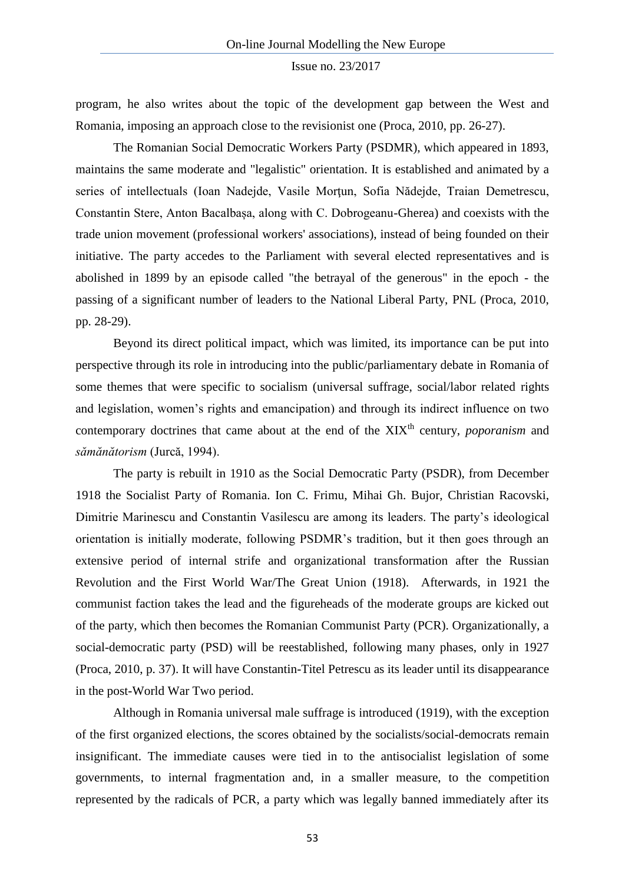program, he also writes about the topic of the development gap between the West and Romania, imposing an approach close to the revisionist one (Proca, 2010, pp. 26-27).

The Romanian Social Democratic Workers Party (PSDMR), which appeared in 1893, maintains the same moderate and "legalistic" orientation. It is established and animated by a series of intellectuals (Ioan Nadejde, Vasile Morțun, Sofia Nădejde, Traian Demetrescu, Constantin Stere, Anton Bacalbașa, along with C. Dobrogeanu-Gherea) and coexists with the trade union movement (professional workers' associations), instead of being founded on their initiative. The party accedes to the Parliament with several elected representatives and is abolished in 1899 by an episode called "the betrayal of the generous" in the epoch - the passing of a significant number of leaders to the National Liberal Party, PNL (Proca, 2010, pp. 28-29).

Beyond its direct political impact, which was limited, its importance can be put into perspective through its role in introducing into the public/parliamentary debate in Romania of some themes that were specific to socialism (universal suffrage, social/labor related rights and legislation, women's rights and emancipation) and through its indirect influence on two contemporary doctrines that came about at the end of the XIX[th] century, *poporanism* and *sămănătorism* (Jurcă, 1994).

The party is rebuilt in 1910 as the Social Democratic Party (PSDR), from December 1918 the Socialist Party of Romania. Ion C. Frimu, Mihai Gh. Bujor, Christian Racovski, Dimitrie Marinescu and Constantin Vasilescu are among its leaders. The party's ideological orientation is initially moderate, following PSDMR's tradition, but it then goes through an extensive period of internal strife and organizational transformation after the Russian Revolution and the First World War/The Great Union (1918). Afterwards, in 1921 the communist faction takes the lead and the figureheads of the moderate groups are kicked out of the party, which then becomes the Romanian Communist Party (PCR). Organizationally, a social-democratic party (PSD) will be reestablished, following many phases, only in 1927 (Proca, 2010, p. 37). It will have Constantin-Titel Petrescu as its leader until its disappearance in the post-World War Two period.

Although in Romania universal male suffrage is introduced (1919), with the exception of the first organized elections, the scores obtained by the socialists/social-democrats remain insignificant. The immediate causes were tied in to the antisocialist legislation of some governments, to internal fragmentation and, in a smaller measure, to the competition represented by the radicals of PCR, a party which was legally banned immediately after its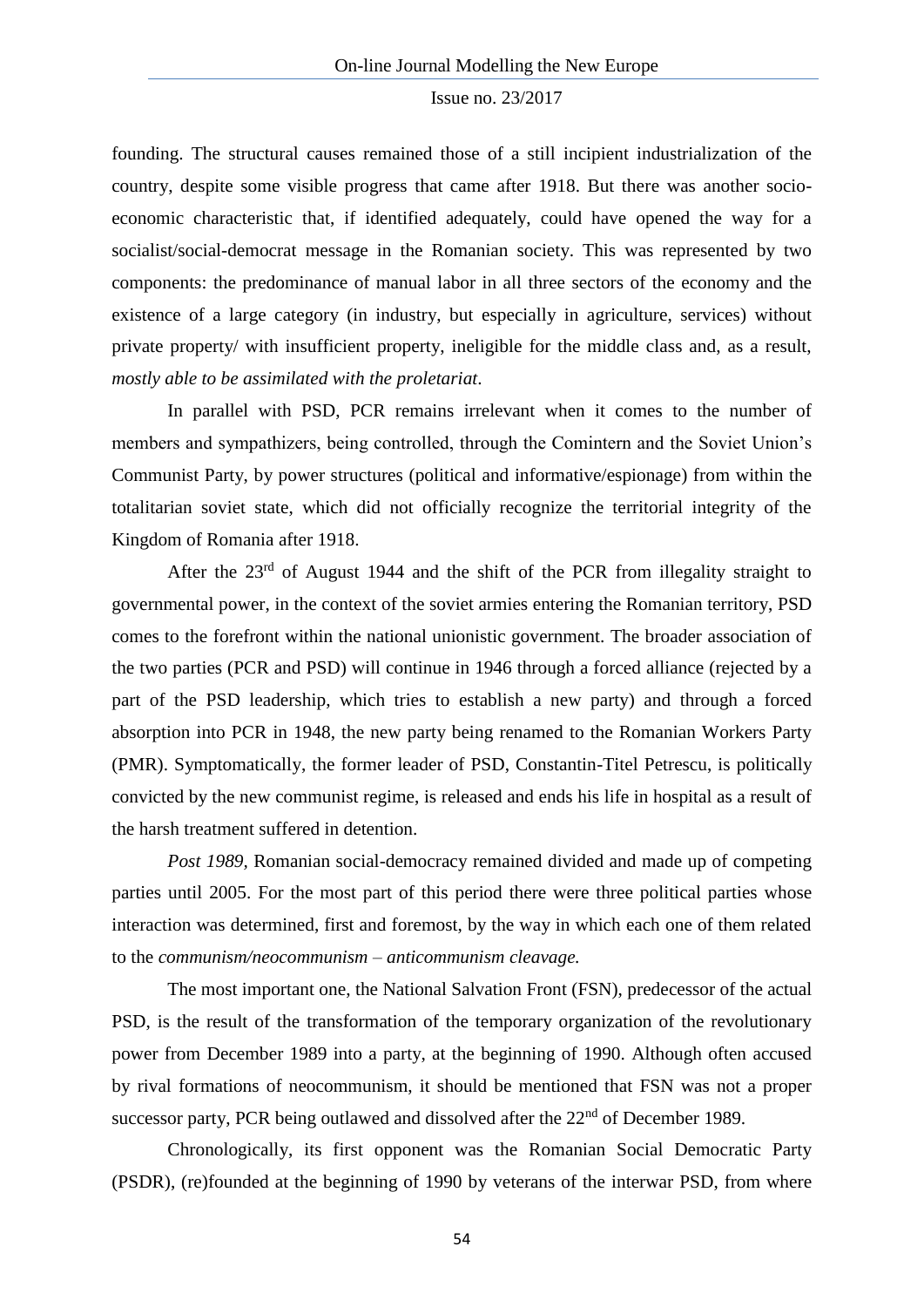founding. The structural causes remained those of a still incipient industrialization of the country, despite some visible progress that came after 1918. But there was another socio-economic characteristic that, if identified adequately, could have opened the way for a socialist/social-democrat message in the Romanian society. This was represented by two components: the predominance of manual labor in all three sectors of the economy and the existence of a large category (in industry, but especially in agriculture, services) without private property/ with insufficient property, ineligible for the middle class and, as a result, *mostly able to be assimilated with the proletariat*.

In parallel with PSD, PCR remains irrelevant when it comes to the number of members and sympathizers, being controlled, through the Comintern and the Soviet Union's Communist Party, by power structures (political and informative/espionage) from within the totalitarian soviet state, which did not officially recognize the territorial integrity of the Kingdom of Romania after 1918.

After the 23rd of August 1944 and the shift of the PCR from illegality straight to governmental power, in the context of the soviet armies entering the Romanian territory, PSD comes to the forefront within the national unionistic government. The broader association of the two parties (PCR and PSD) will continue in 1946 through a forced alliance (rejected by a part of the PSD leadership, which tries to establish a new party) and through a forced absorption into PCR in 1948, the new party being renamed to the Romanian Workers Party (PMR). Symptomatically, the former leader of PSD, Constantin-Titel Petrescu, is politically convicted by the new communist regime, is released and ends his life in hospital as a result of the harsh treatment suffered in detention.

*Post 1989*, Romanian social-democracy remained divided and made up of competing parties until 2005. For the most part of this period there were three political parties whose interaction was determined, first and foremost, by the way in which each one of them related to the *communism/neocommunism – anticommunism cleavage.*

The most important one, the National Salvation Front (FSN), predecessor of the actual PSD, is the result of the transformation of the temporary organization of the revolutionary power from December 1989 into a party, at the beginning of 1990. Although often accused by rival formations of neocommunism, it should be mentioned that FSN was not a proper successor party, PCR being outlawed and dissolved after the 22nd of December 1989.

Chronologically, its first opponent was the Romanian Social Democratic Party (PSDR), (re)founded at the beginning of 1990 by veterans of the interwar PSD, from where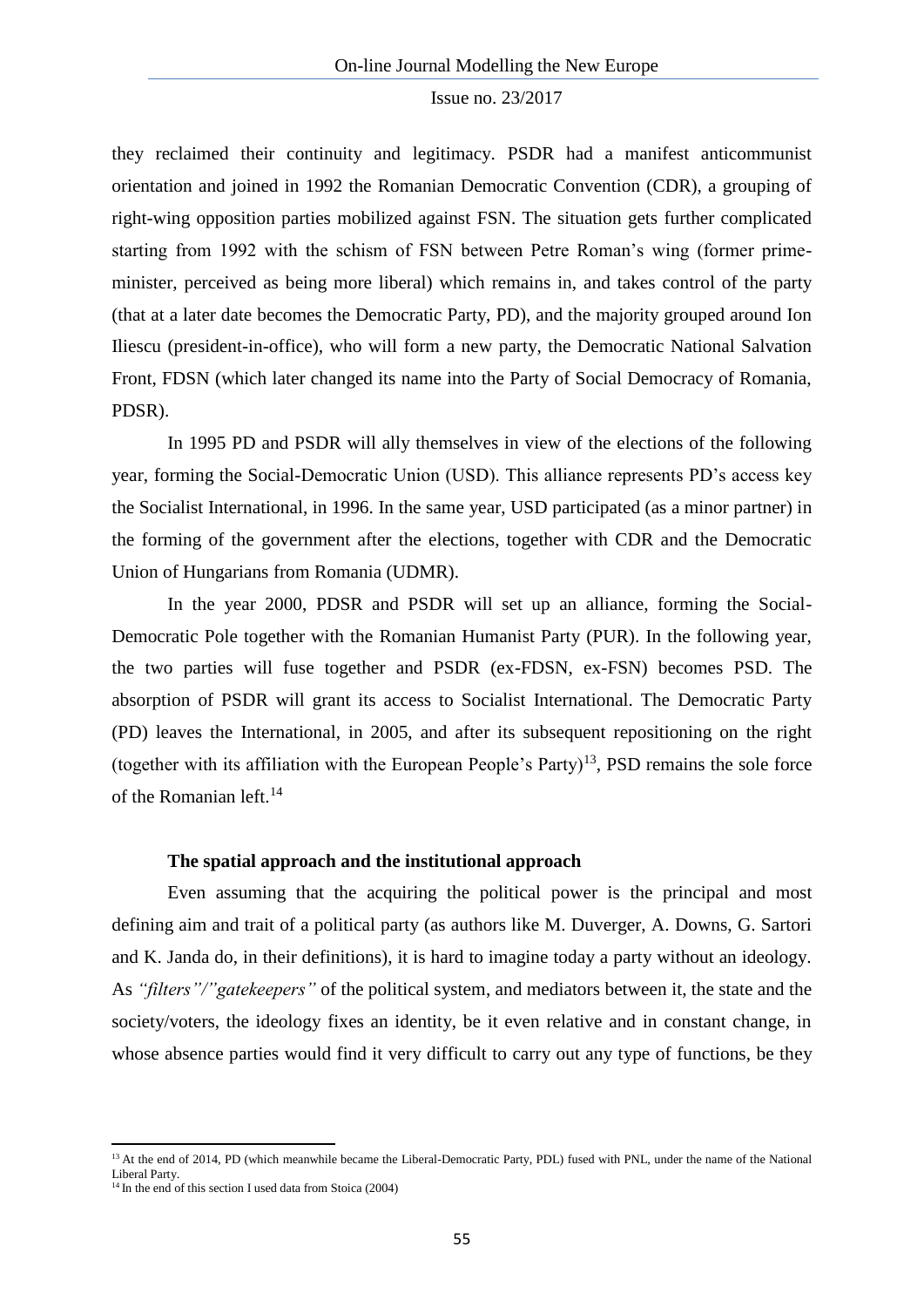they reclaimed their continuity and legitimacy. PSDR had a manifest anticommunist orientation and joined in 1992 the Romanian Democratic Convention (CDR), a grouping of right-wing opposition parties mobilized against FSN. The situation gets further complicated starting from 1992 with the schism of FSN between Petre Roman's wing (former prime-minister, perceived as being more liberal) which remains in, and takes control of the party (that at a later date becomes the Democratic Party, PD), and the majority grouped around Ion Iliescu (president-in-office), who will form a new party, the Democratic National Salvation Front, FDSN (which later changed its name into the Party of Social Democracy of Romania, PDSR).

In 1995 PD and PSDR will ally themselves in view of the elections of the following year, forming the Social-Democratic Union (USD). This alliance represents PD's access key the Socialist International, in 1996. In the same year, USD participated (as a minor partner) in the forming of the government after the elections, together with CDR and the Democratic Union of Hungarians from Romania (UDMR).

In the year 2000, PDSR and PSDR will set up an alliance, forming the Social-Democratic Pole together with the Romanian Humanist Party (PUR). In the following year, the two parties will fuse together and PSDR (ex-FDSN, ex-FSN) becomes PSD. The absorption of PSDR will grant its access to Socialist International. The Democratic Party (PD) leaves the International, in 2005, and after its subsequent repositioning on the right (together with its affiliation with the European People's Party)[13], PSD remains the sole force of the Romanian left.[14]

### The spatial approach and the institutional approach

Even assuming that the acquiring the political power is the principal and most defining aim and trait of a political party (as authors like M. Duverger, A. Downs, G. Sartori and K. Janda do, in their definitions), it is hard to imagine today a party without an ideology. As *"filters"/"gatekeepers"* of the political system, and mediators between it, the state and the society/voters, the ideology fixes an identity, be it even relative and in constant change, in whose absence parties would find it very difficult to carry out any type of functions, be they

---

[13] At the end of 2014, PD (which meanwhile became the Liberal-Democratic Party, PDL) fused with PNL, under the name of the National Liberal Party.

[14] In the end of this section I used data from Stoica (2004)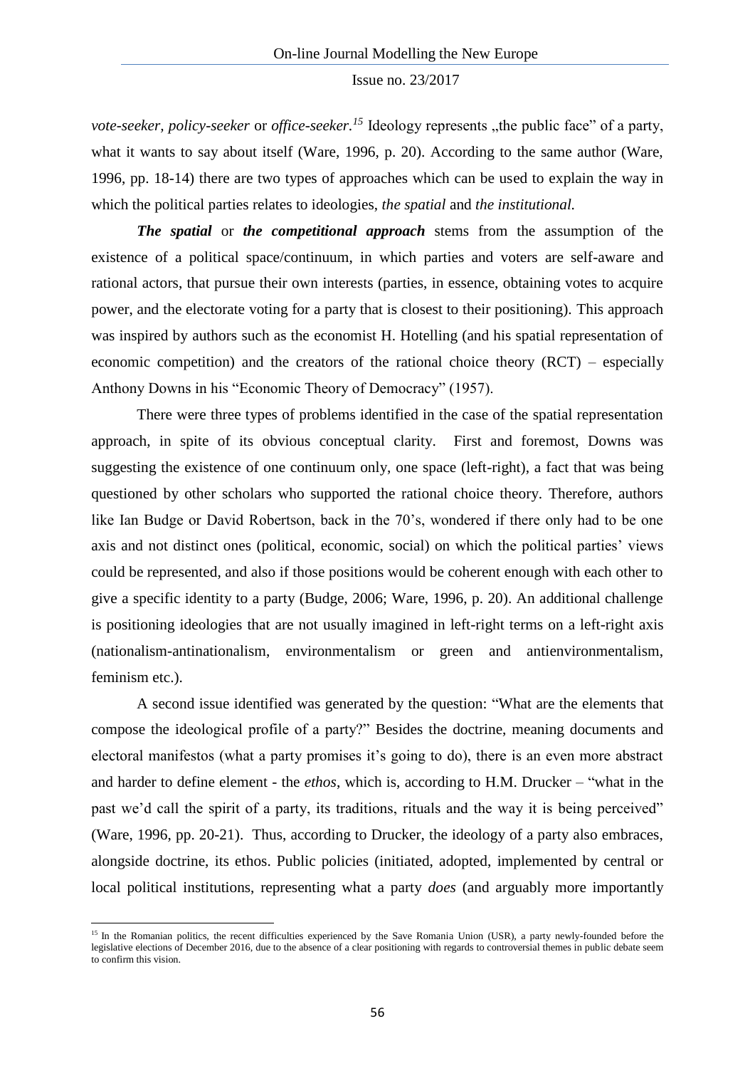*vote-seeker, policy-seeker* or *office-seeker*.[15] Ideology represents „the public face" of a party, what it wants to say about itself (Ware, 1996, p. 20). According to the same author (Ware, 1996, pp. 18-14) there are two types of approaches which can be used to explain the way in which the political parties relates to ideologies, *the spatial* and *the institutional.*

***The spatial*** or ***the competitional approach*** stems from the assumption of the existence of a political space/continuum, in which parties and voters are self-aware and rational actors, that pursue their own interests (parties, in essence, obtaining votes to acquire power, and the electorate voting for a party that is closest to their positioning). This approach was inspired by authors such as the economist H. Hotelling (and his spatial representation of economic competition) and the creators of the rational choice theory (RCT) – especially Anthony Downs in his "Economic Theory of Democracy" (1957).

There were three types of problems identified in the case of the spatial representation approach, in spite of its obvious conceptual clarity. First and foremost, Downs was suggesting the existence of one continuum only, one space (left-right), a fact that was being questioned by other scholars who supported the rational choice theory. Therefore, authors like Ian Budge or David Robertson, back in the 70's, wondered if there only had to be one axis and not distinct ones (political, economic, social) on which the political parties' views could be represented, and also if those positions would be coherent enough with each other to give a specific identity to a party (Budge, 2006; Ware, 1996, p. 20). An additional challenge is positioning ideologies that are not usually imagined in left-right terms on a left-right axis (nationalism-antinationalism, environmentalism or green and antienvironmentalism, feminism etc.).

A second issue identified was generated by the question: "What are the elements that compose the ideological profile of a party?" Besides the doctrine, meaning documents and electoral manifestos (what a party promises it's going to do), there is an even more abstract and harder to define element - the *ethos*, which is, according to H.M. Drucker – "what in the past we'd call the spirit of a party, its traditions, rituals and the way it is being perceived" (Ware, 1996, pp. 20-21). Thus, according to Drucker, the ideology of a party also embraces, alongside doctrine, its ethos. Public policies (initiated, adopted, implemented by central or local political institutions, representing what a party *does* (and arguably more importantly

---

[15] In the Romanian politics, the recent difficulties experienced by the Save Romania Union (USR), a party newly-founded before the legislative elections of December 2016, due to the absence of a clear positioning with regards to controversial themes in public debate seem to confirm this vision.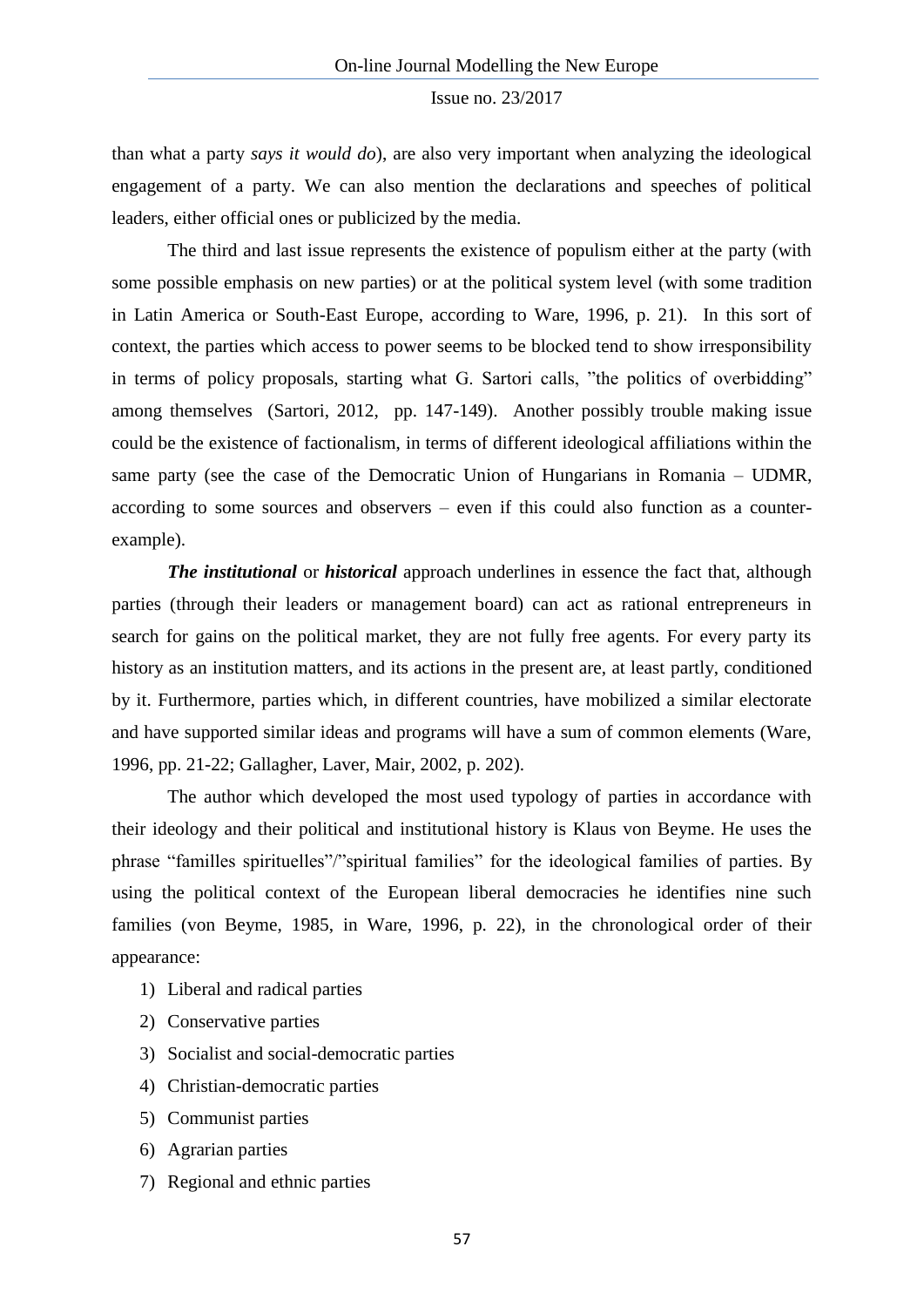than what a party *says it would do*), are also very important when analyzing the ideological engagement of a party. We can also mention the declarations and speeches of political leaders, either official ones or publicized by the media.

The third and last issue represents the existence of populism either at the party (with some possible emphasis on new parties) or at the political system level (with some tradition in Latin America or South-East Europe, according to Ware, 1996, p. 21). In this sort of context, the parties which access to power seems to be blocked tend to show irresponsibility in terms of policy proposals, starting what G. Sartori calls, "the politics of overbidding" among themselves (Sartori, 2012, pp. 147-149). Another possibly trouble making issue could be the existence of factionalism, in terms of different ideological affiliations within the same party (see the case of the Democratic Union of Hungarians in Romania – UDMR, according to some sources and observers – even if this could also function as a counter-example).

***The institutional*** or ***historical*** approach underlines in essence the fact that, although parties (through their leaders or management board) can act as rational entrepreneurs in search for gains on the political market, they are not fully free agents. For every party its history as an institution matters, and its actions in the present are, at least partly, conditioned by it. Furthermore, parties which, in different countries, have mobilized a similar electorate and have supported similar ideas and programs will have a sum of common elements (Ware, 1996, pp. 21-22; Gallagher, Laver, Mair, 2002, p. 202).

The author which developed the most used typology of parties in accordance with their ideology and their political and institutional history is Klaus von Beyme. He uses the phrase "familles spirituelles"/"spiritual families" for the ideological families of parties. By using the political context of the European liberal democracies he identifies nine such families (von Beyme, 1985, in Ware, 1996, p. 22), in the chronological order of their appearance:

1) Liberal and radical parties
2) Conservative parties
3) Socialist and social-democratic parties
4) Christian-democratic parties
5) Communist parties
6) Agrarian parties
7) Regional and ethnic parties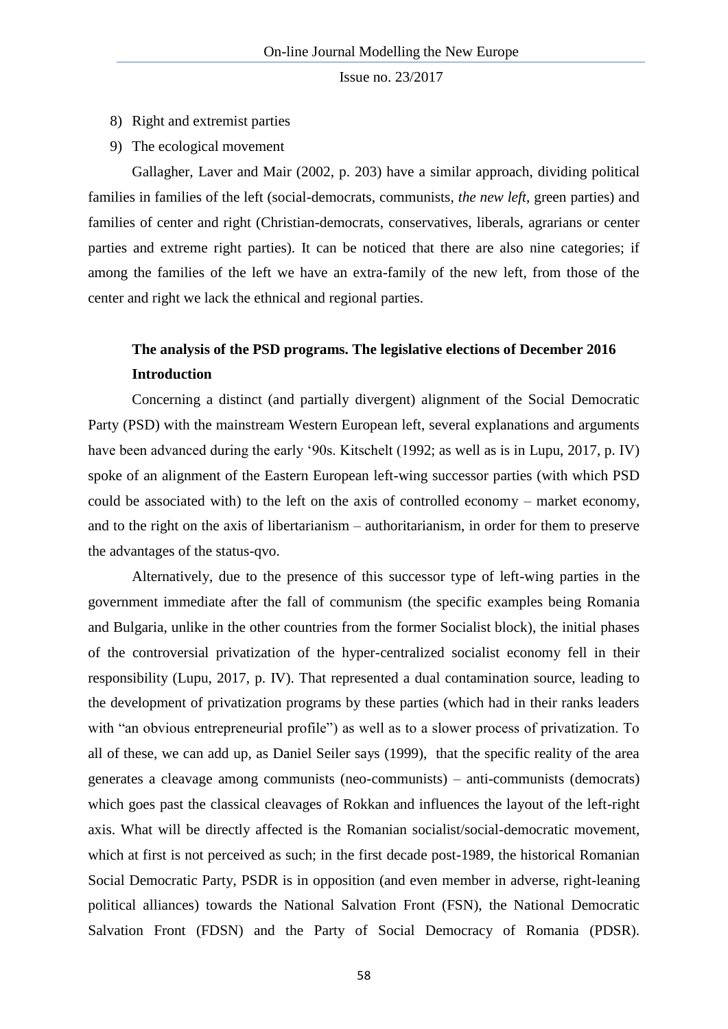8) Right and extremist parties
9) The ecological movement

Gallagher, Laver and Mair (2002, p. 203) have a similar approach, dividing political families in families of the left (social-democrats, communists, *the new left*, green parties) and families of center and right (Christian-democrats, conservatives, liberals, agrarians or center parties and extreme right parties). It can be noticed that there are also nine categories; if among the families of the left we have an extra-family of the new left, from those of the center and right we lack the ethnical and regional parties.

**The analysis of the PSD programs. The legislative elections of December 2016**

**Introduction**

Concerning a distinct (and partially divergent) alignment of the Social Democratic Party (PSD) with the mainstream Western European left, several explanations and arguments have been advanced during the early '90s. Kitschelt (1992; as well as is in Lupu, 2017, p. IV) spoke of an alignment of the Eastern European left-wing successor parties (with which PSD could be associated with) to the left on the axis of controlled economy – market economy, and to the right on the axis of libertarianism – authoritarianism, in order for them to preserve the advantages of the status-qvo.

Alternatively, due to the presence of this successor type of left-wing parties in the government immediate after the fall of communism (the specific examples being Romania and Bulgaria, unlike in the other countries from the former Socialist block), the initial phases of the controversial privatization of the hyper-centralized socialist economy fell in their responsibility (Lupu, 2017, p. IV). That represented a dual contamination source, leading to the development of privatization programs by these parties (which had in their ranks leaders with "an obvious entrepreneurial profile") as well as to a slower process of privatization. To all of these, we can add up, as Daniel Seiler says (1999), that the specific reality of the area generates a cleavage among communists (neo-communists) – anti-communists (democrats) which goes past the classical cleavages of Rokkan and influences the layout of the left-right axis. What will be directly affected is the Romanian socialist/social-democratic movement, which at first is not perceived as such; in the first decade post-1989, the historical Romanian Social Democratic Party, PSDR is in opposition (and even member in adverse, right-leaning political alliances) towards the National Salvation Front (FSN), the National Democratic Salvation Front (FDSN) and the Party of Social Democracy of Romania (PDSR).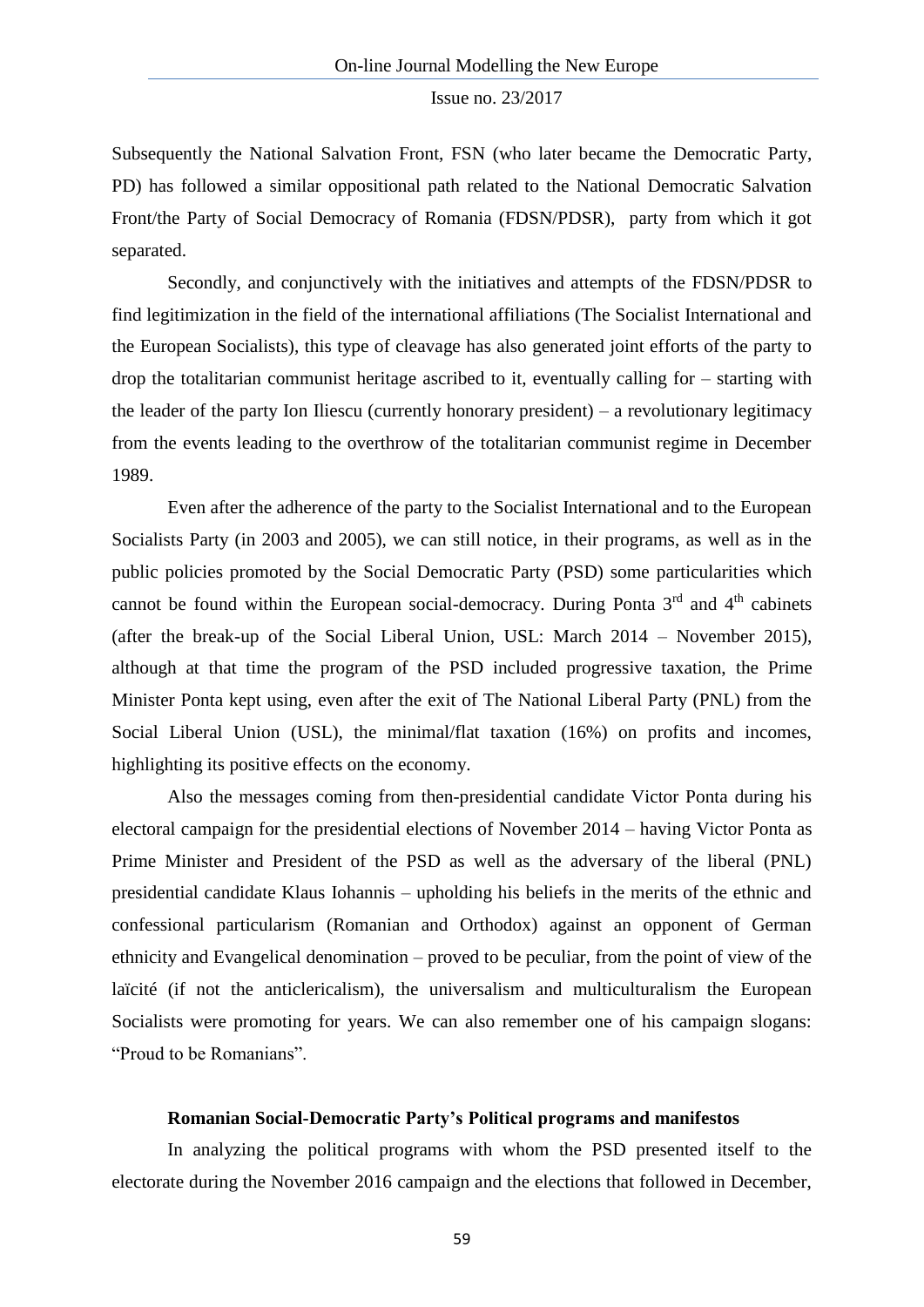Subsequently the National Salvation Front, FSN (who later became the Democratic Party, PD) has followed a similar oppositional path related to the National Democratic Salvation Front/the Party of Social Democracy of Romania (FDSN/PDSR), party from which it got separated.

Secondly, and conjunctively with the initiatives and attempts of the FDSN/PDSR to find legitimization in the field of the international affiliations (The Socialist International and the European Socialists), this type of cleavage has also generated joint efforts of the party to drop the totalitarian communist heritage ascribed to it, eventually calling for – starting with the leader of the party Ion Iliescu (currently honorary president) – a revolutionary legitimacy from the events leading to the overthrow of the totalitarian communist regime in December 1989.

Even after the adherence of the party to the Socialist International and to the European Socialists Party (in 2003 and 2005), we can still notice, in their programs, as well as in the public policies promoted by the Social Democratic Party (PSD) some particularities which cannot be found within the European social-democracy. During Ponta 3rd and 4th cabinets (after the break-up of the Social Liberal Union, USL: March 2014 – November 2015), although at that time the program of the PSD included progressive taxation, the Prime Minister Ponta kept using, even after the exit of The National Liberal Party (PNL) from the Social Liberal Union (USL), the minimal/flat taxation (16%) on profits and incomes, highlighting its positive effects on the economy.

Also the messages coming from then-presidential candidate Victor Ponta during his electoral campaign for the presidential elections of November 2014 – having Victor Ponta as Prime Minister and President of the PSD as well as the adversary of the liberal (PNL) presidential candidate Klaus Iohannis – upholding his beliefs in the merits of the ethnic and confessional particularism (Romanian and Orthodox) against an opponent of German ethnicity and Evangelical denomination – proved to be peculiar, from the point of view of the laïcité (if not the anticlericalism), the universalism and multiculturalism the European Socialists were promoting for years. We can also remember one of his campaign slogans: "Proud to be Romanians".

### Romanian Social-Democratic Party's Political programs and manifestos

In analyzing the political programs with whom the PSD presented itself to the electorate during the November 2016 campaign and the elections that followed in December,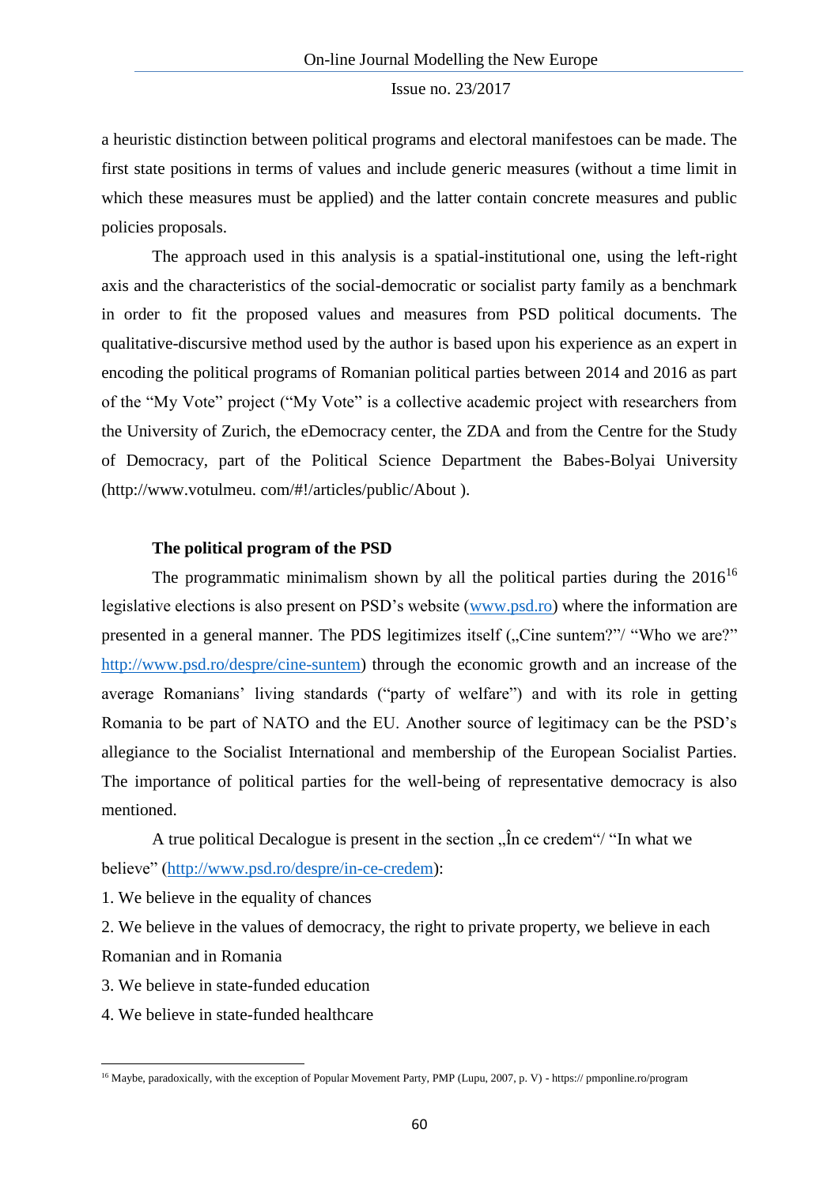a heuristic distinction between political programs and electoral manifestoes can be made. The first state positions in terms of values and include generic measures (without a time limit in which these measures must be applied) and the latter contain concrete measures and public policies proposals.

The approach used in this analysis is a spatial-institutional one, using the left-right axis and the characteristics of the social-democratic or socialist party family as a benchmark in order to fit the proposed values and measures from PSD political documents. The qualitative-discursive method used by the author is based upon his experience as an expert in encoding the political programs of Romanian political parties between 2014 and 2016 as part of the "My Vote" project ("My Vote" is a collective academic project with researchers from the University of Zurich, the eDemocracy center, the ZDA and from the Centre for the Study of Democracy, part of the Political Science Department the Babes-Bolyai University (http://www.votulmeu. com/#!/articles/public/About ).

**The political program of the PSD**

The programmatic minimalism shown by all the political parties during the 2016[16] legislative elections is also present on PSD's website (www.psd.ro) where the information are presented in a general manner. The PDS legitimizes itself („Cine suntem?"/ "Who we are?" http://www.psd.ro/despre/cine-suntem) through the economic growth and an increase of the average Romanians' living standards ("party of welfare") and with its role in getting Romania to be part of NATO and the EU. Another source of legitimacy can be the PSD's allegiance to the Socialist International and membership of the European Socialist Parties. The importance of political parties for the well-being of representative democracy is also mentioned.

A true political Decalogue is present in the section „În ce credem"/ "In what we believe" (http://www.psd.ro/despre/in-ce-credem):

1. We believe in the equality of chances
2. We believe in the values of democracy, the right to private property, we believe in each Romanian and in Romania
3. We believe in state-funded education
4. We believe in state-funded healthcare

[16] Maybe, paradoxically, with the exception of Popular Movement Party, PMP (Lupu, 2007, p. V) - https:// pmponline.ro/program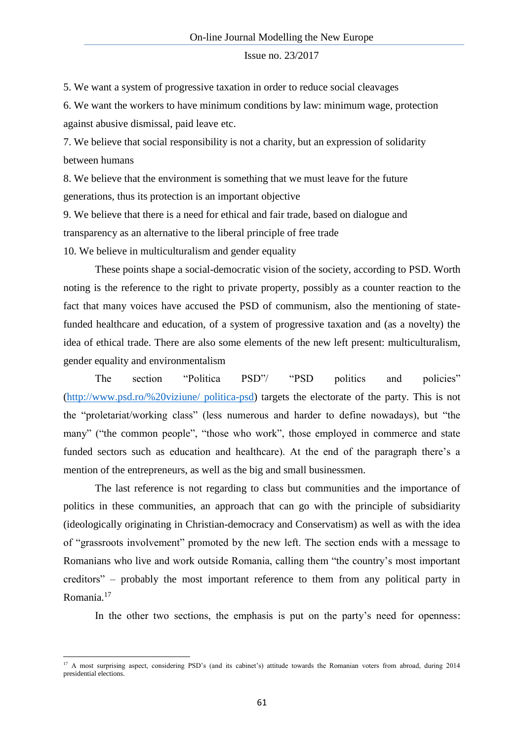5. We want a system of progressive taxation in order to reduce social cleavages

6. We want the workers to have minimum conditions by law: minimum wage, protection against abusive dismissal, paid leave etc.

7. We believe that social responsibility is not a charity, but an expression of solidarity between humans

8. We believe that the environment is something that we must leave for the future generations, thus its protection is an important objective

9. We believe that there is a need for ethical and fair trade, based on dialogue and transparency as an alternative to the liberal principle of free trade

10. We believe in multiculturalism and gender equality

These points shape a social-democratic vision of the society, according to PSD. Worth noting is the reference to the right to private property, possibly as a counter reaction to the fact that many voices have accused the PSD of communism, also the mentioning of state-funded healthcare and education, of a system of progressive taxation and (as a novelty) the idea of ethical trade. There are also some elements of the new left present: multiculturalism, gender equality and environmentalism

The section "Politica PSD"/ "PSD politics and policies" (http://www.psd.ro/%20viziune/ politica-psd) targets the electorate of the party. This is not the "proletariat/working class" (less numerous and harder to define nowadays), but "the many" ("the common people", "those who work", those employed in commerce and state funded sectors such as education and healthcare). At the end of the paragraph there's a mention of the entrepreneurs, as well as the big and small businessmen.

The last reference is not regarding to class but communities and the importance of politics in these communities, an approach that can go with the principle of subsidiarity (ideologically originating in Christian-democracy and Conservatism) as well as with the idea of "grassroots involvement" promoted by the new left. The section ends with a message to Romanians who live and work outside Romania, calling them "the country's most important creditors" – probably the most important reference to them from any political party in Romania.[17]

In the other two sections, the emphasis is put on the party's need for openness:

---

[17] A most surprising aspect, considering PSD's (and its cabinet's) attitude towards the Romanian voters from abroad, during 2014 presidential elections.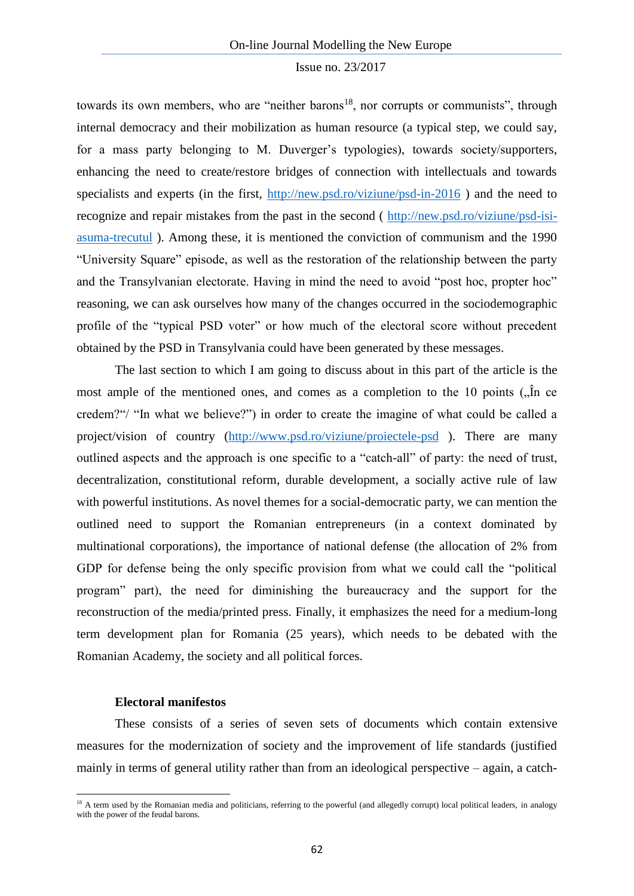towards its own members, who are "neither barons[18], nor corrupts or communists", through internal democracy and their mobilization as human resource (a typical step, we could say, for a mass party belonging to M. Duverger's typologies), towards society/supporters, enhancing the need to create/restore bridges of connection with intellectuals and towards specialists and experts (in the first, http://new.psd.ro/viziune/psd-in-2016 ) and the need to recognize and repair mistakes from the past in the second ( http://new.psd.ro/viziune/psd-isi-asuma-trecutul ). Among these, it is mentioned the conviction of communism and the 1990 "University Square" episode, as well as the restoration of the relationship between the party and the Transylvanian electorate. Having in mind the need to avoid "post hoc, propter hoc" reasoning, we can ask ourselves how many of the changes occurred in the sociodemographic profile of the "typical PSD voter" or how much of the electoral score without precedent obtained by the PSD in Transylvania could have been generated by these messages.

The last section to which I am going to discuss about in this part of the article is the most ample of the mentioned ones, and comes as a completion to the 10 points („În ce credem?"/ "In what we believe?") in order to create the imagine of what could be called a project/vision of country (http://www.psd.ro/viziune/proiectele-psd ). There are many outlined aspects and the approach is one specific to a "catch-all" of party: the need of trust, decentralization, constitutional reform, durable development, a socially active rule of law with powerful institutions. As novel themes for a social-democratic party, we can mention the outlined need to support the Romanian entrepreneurs (in a context dominated by multinational corporations), the importance of national defense (the allocation of 2% from GDP for defense being the only specific provision from what we could call the "political program" part), the need for diminishing the bureaucracy and the support for the reconstruction of the media/printed press. Finally, it emphasizes the need for a medium-long term development plan for Romania (25 years), which needs to be debated with the Romanian Academy, the society and all political forces.

**Electoral manifestos**

These consists of a series of seven sets of documents which contain extensive measures for the modernization of society and the improvement of life standards (justified mainly in terms of general utility rather than from an ideological perspective – again, a catch-

[18] A term used by the Romanian media and politicians, referring to the powerful (and allegedly corrupt) local political leaders, in analogy with the power of the feudal barons.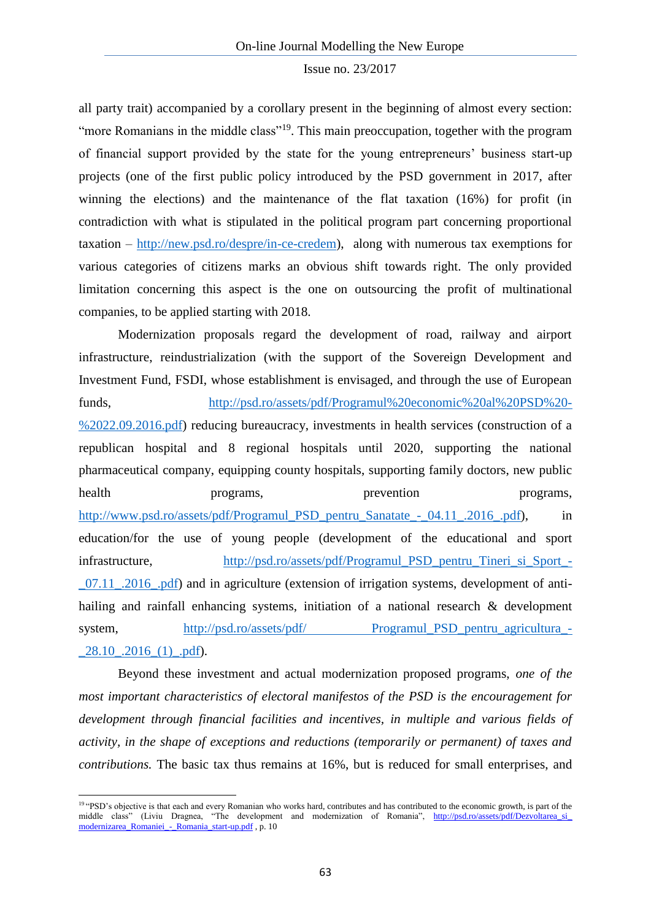all party trait) accompanied by a corollary present in the beginning of almost every section: "more Romanians in the middle class"[19]. This main preoccupation, together with the program of financial support provided by the state for the young entrepreneurs' business start-up projects (one of the first public policy introduced by the PSD government in 2017, after winning the elections) and the maintenance of the flat taxation (16%) for profit (in contradiction with what is stipulated in the political program part concerning proportional taxation – http://new.psd.ro/despre/in-ce-credem), along with numerous tax exemptions for various categories of citizens marks an obvious shift towards right. The only provided limitation concerning this aspect is the one on outsourcing the profit of multinational companies, to be applied starting with 2018.

Modernization proposals regard the development of road, railway and airport infrastructure, reindustrialization (with the support of the Sovereign Development and Investment Fund, FSDI, whose establishment is envisaged, and through the use of European funds, http://psd.ro/assets/pdf/Programul%20economic%20al%20PSD%20-%2022.09.2016.pdf) reducing bureaucracy, investments in health services (construction of a republican hospital and 8 regional hospitals until 2020, supporting the national pharmaceutical company, equipping county hospitals, supporting family doctors, new public health programs, prevention programs, http://www.psd.ro/assets/pdf/Programul_PSD_pentru_Sanatate_-_04.11_.2016_.pdf), in education/for the use of young people (development of the educational and sport infrastructure, http://psd.ro/assets/pdf/Programul_PSD_pentru_Tineri_si_Sport_-_07.11_.2016_.pdf) and in agriculture (extension of irrigation systems, development of anti-hailing and rainfall enhancing systems, initiation of a national research & development system, http://psd.ro/assets/pdf/ Programul_PSD_pentru_agricultura_-_28.10_.2016_(1)_.pdf).

Beyond these investment and actual modernization proposed programs, *one of the most important characteristics of electoral manifestos of the PSD is the encouragement for development through financial facilities and incentives, in multiple and various fields of activity, in the shape of exceptions and reductions (temporarily or permanent) of taxes and contributions.* The basic tax thus remains at 16%, but is reduced for small enterprises, and

---

[19] "PSD's objective is that each and every Romanian who works hard, contributes and has contributed to the economic growth, is part of the middle class" (Liviu Dragnea, "The development and modernization of Romania", http://psd.ro/assets/pdf/Dezvoltarea_si_modernizarea_Romaniei_-_Romania_start-up.pdf , p. 10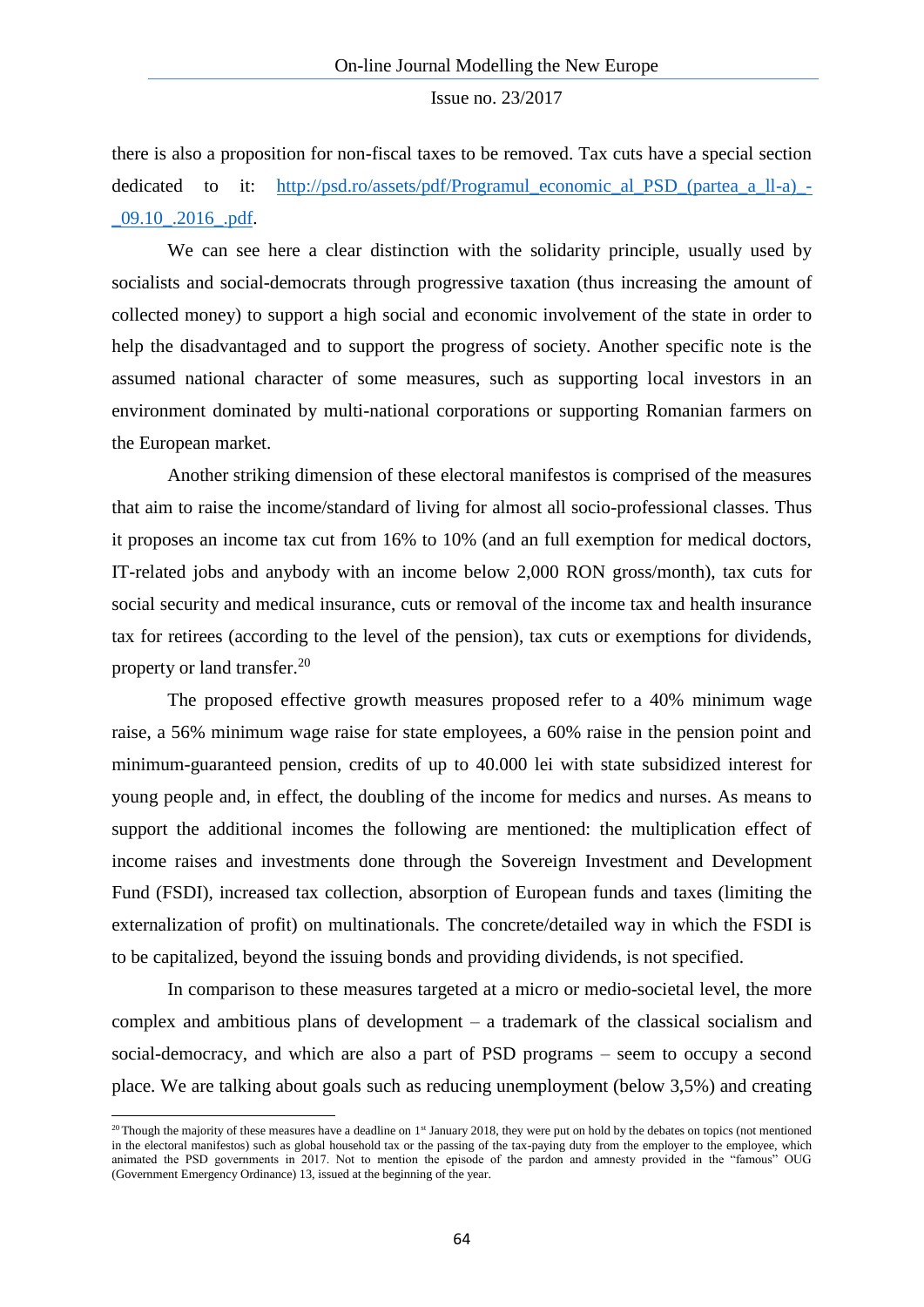there is also a proposition for non-fiscal taxes to be removed. Tax cuts have a special section dedicated to it: [http://psd.ro/assets/pdf/Programul_economic_al_PSD_(partea_a_ll-a)_-_09.10_.2016_.pdf](http://psd.ro/assets/pdf/Programul_economic_al_PSD_(partea_a_ll-a)_-_09.10_.2016_.pdf).

We can see here a clear distinction with the solidarity principle, usually used by socialists and social-democrats through progressive taxation (thus increasing the amount of collected money) to support a high social and economic involvement of the state in order to help the disadvantaged and to support the progress of society. Another specific note is the assumed national character of some measures, such as supporting local investors in an environment dominated by multi-national corporations or supporting Romanian farmers on the European market.

Another striking dimension of these electoral manifestos is comprised of the measures that aim to raise the income/standard of living for almost all socio-professional classes. Thus it proposes an income tax cut from 16% to 10% (and an full exemption for medical doctors, IT-related jobs and anybody with an income below 2,000 RON gross/month), tax cuts for social security and medical insurance, cuts or removal of the income tax and health insurance tax for retirees (according to the level of the pension), tax cuts or exemptions for dividends, property or land transfer.[20]

The proposed effective growth measures proposed refer to a 40% minimum wage raise, a 56% minimum wage raise for state employees, a 60% raise in the pension point and minimum-guaranteed pension, credits of up to 40.000 lei with state subsidized interest for young people and, in effect, the doubling of the income for medics and nurses. As means to support the additional incomes the following are mentioned: the multiplication effect of income raises and investments done through the Sovereign Investment and Development Fund (FSDI), increased tax collection, absorption of European funds and taxes (limiting the externalization of profit) on multinationals. The concrete/detailed way in which the FSDI is to be capitalized, beyond the issuing bonds and providing dividends, is not specified.

In comparison to these measures targeted at a micro or medio-societal level, the more complex and ambitious plans of development – a trademark of the classical socialism and social-democracy, and which are also a part of PSD programs – seem to occupy a second place. We are talking about goals such as reducing unemployment (below 3,5%) and creating

---

[20] Though the majority of these measures have a deadline on 1st January 2018, they were put on hold by the debates on topics (not mentioned in the electoral manifestos) such as global household tax or the passing of the tax-paying duty from the employer to the employee, which animated the PSD governments in 2017. Not to mention the episode of the pardon and amnesty provided in the "famous" OUG (Government Emergency Ordinance) 13, issued at the beginning of the year.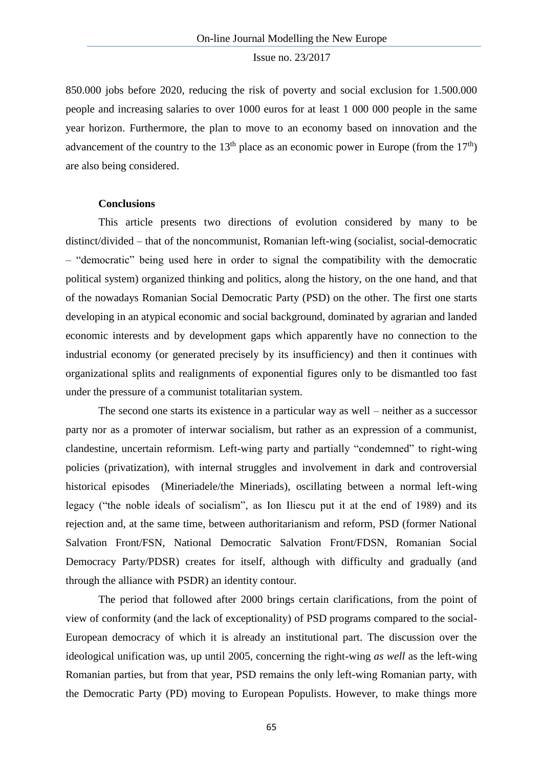850.000 jobs before 2020, reducing the risk of poverty and social exclusion for 1.500.000 people and increasing salaries to over 1000 euros for at least 1 000 000 people in the same year horizon. Furthermore, the plan to move to an economy based on innovation and the advancement of the country to the 13th place as an economic power in Europe (from the 17th) are also being considered.

**Conclusions**

This article presents two directions of evolution considered by many to be distinct/divided – that of the noncommunist, Romanian left-wing (socialist, social-democratic – "democratic" being used here in order to signal the compatibility with the democratic political system) organized thinking and politics, along the history, on the one hand, and that of the nowadays Romanian Social Democratic Party (PSD) on the other. The first one starts developing in an atypical economic and social background, dominated by agrarian and landed economic interests and by development gaps which apparently have no connection to the industrial economy (or generated precisely by its insufficiency) and then it continues with organizational splits and realignments of exponential figures only to be dismantled too fast under the pressure of a communist totalitarian system.

The second one starts its existence in a particular way as well – neither as a successor party nor as a promoter of interwar socialism, but rather as an expression of a communist, clandestine, uncertain reformism. Left-wing party and partially "condemned" to right-wing policies (privatization), with internal struggles and involvement in dark and controversial historical episodes (Mineriadele/the Mineriads), oscillating between a normal left-wing legacy ("the noble ideals of socialism", as Ion Iliescu put it at the end of 1989) and its rejection and, at the same time, between authoritarianism and reform, PSD (former National Salvation Front/FSN, National Democratic Salvation Front/FDSN, Romanian Social Democracy Party/PDSR) creates for itself, although with difficulty and gradually (and through the alliance with PSDR) an identity contour.

The period that followed after 2000 brings certain clarifications, from the point of view of conformity (and the lack of exceptionality) of PSD programs compared to the social-European democracy of which it is already an institutional part. The discussion over the ideological unification was, up until 2005, concerning the right-wing *as well* as the left-wing Romanian parties, but from that year, PSD remains the only left-wing Romanian party, with the Democratic Party (PD) moving to European Populists. However, to make things more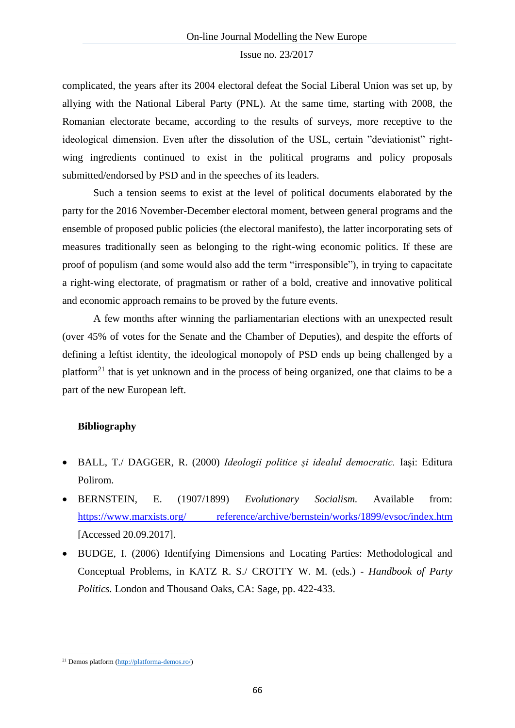complicated, the years after its 2004 electoral defeat the Social Liberal Union was set up, by allying with the National Liberal Party (PNL). At the same time, starting with 2008, the Romanian electorate became, according to the results of surveys, more receptive to the ideological dimension. Even after the dissolution of the USL, certain ”deviationist” right-wing ingredients continued to exist in the political programs and policy proposals submitted/endorsed by PSD and in the speeches of its leaders.

Such a tension seems to exist at the level of political documents elaborated by the party for the 2016 November-December electoral moment, between general programs and the ensemble of proposed public policies (the electoral manifesto), the latter incorporating sets of measures traditionally seen as belonging to the right-wing economic politics. If these are proof of populism (and some would also add the term “irresponsible”), in trying to capacitate a right-wing electorate, of pragmatism or rather of a bold, creative and innovative political and economic approach remains to be proved by the future events.

A few months after winning the parliamentarian elections with an unexpected result (over 45% of votes for the Senate and the Chamber of Deputies), and despite the efforts of defining a leftist identity, the ideological monopoly of PSD ends up being challenged by a platform[21] that is yet unknown and in the process of being organized, one that claims to be a part of the new European left.

**Bibliography**

- BALL, T./ DAGGER, R. (2000) *Ideologii politice şi idealul democratic.* Iași: Editura Polirom.
- BERNSTEIN, E. (1907/1899) *Evolutionary Socialism.* Available from: https://www.marxists.org/reference/archive/bernstein/works/1899/evsoc/index.htm [Accessed 20.09.2017].
- BUDGE, I. (2006) Identifying Dimensions and Locating Parties: Methodological and Conceptual Problems, in KATZ R. S./ CROTTY W. M. (eds.) - *Handbook of Party Politics.* London and Thousand Oaks, CA: Sage, pp. 422-433.

[21] Demos platform (http://platforma-demos.ro/)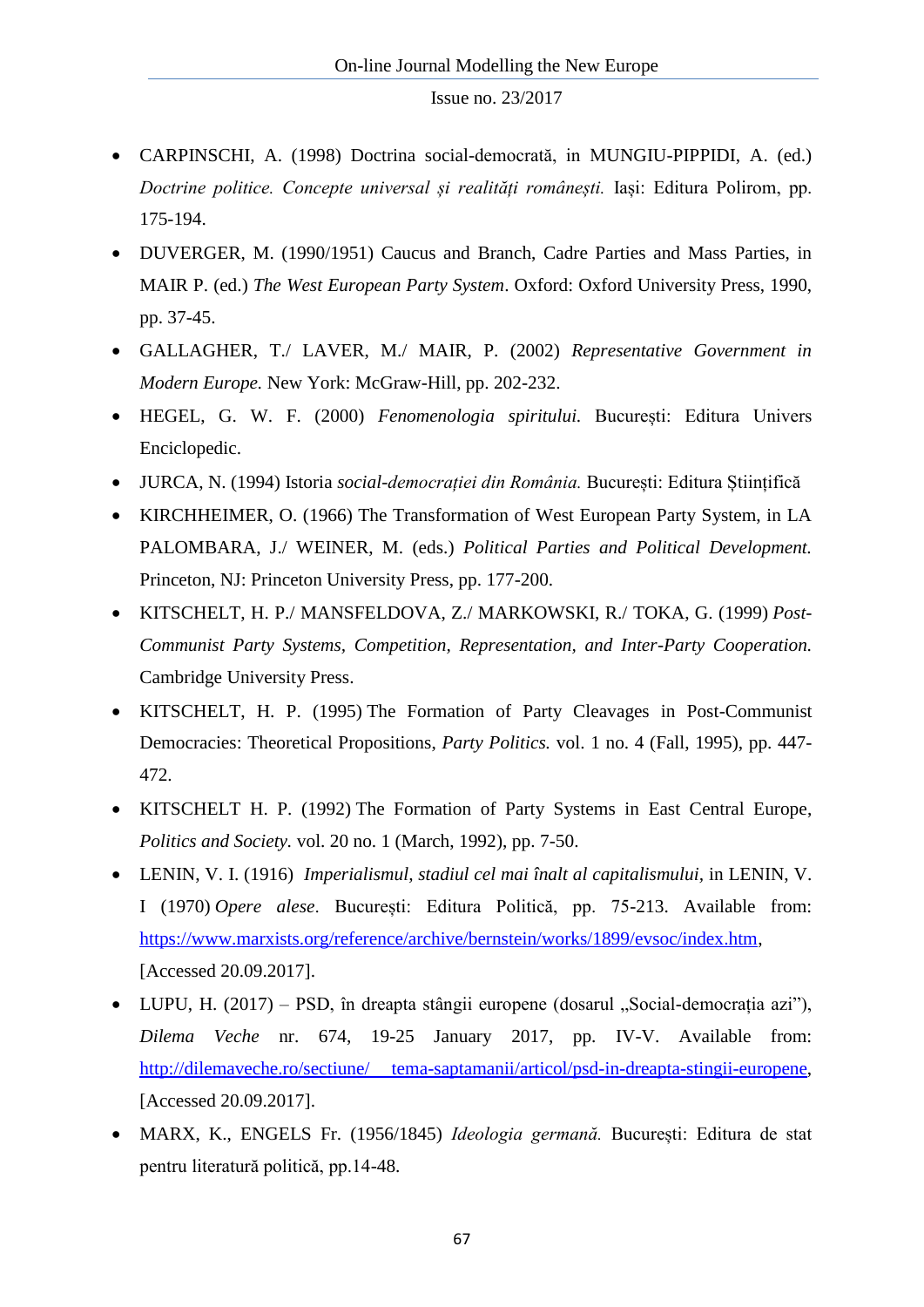- CARPINSCHI, A. (1998) Doctrina social-democrată, in MUNGIU-PIPPIDI, A. (ed.) *Doctrine politice. Concepte universal și realități românești.* Iași: Editura Polirom, pp. 175-194.
- DUVERGER, M. (1990/1951) Caucus and Branch, Cadre Parties and Mass Parties, in MAIR P. (ed.) *The West European Party System*. Oxford: Oxford University Press, 1990, pp. 37-45.
- GALLAGHER, T./ LAVER, M./ MAIR, P. (2002) *Representative Government in Modern Europe.* New York: McGraw-Hill, pp. 202-232.
- HEGEL, G. W. F. (2000) *Fenomenologia spiritului.* București: Editura Univers Enciclopedic.
- JURCA, N. (1994) Istoria *social-democrației din România.* București: Editura Științifică
- KIRCHHEIMER, O. (1966) The Transformation of West European Party System, in LA PALOMBARA, J./ WEINER, M. (eds.) *Political Parties and Political Development.* Princeton, NJ: Princeton University Press, pp. 177-200.
- KITSCHELT, H. P./ MANSFELDOVA, Z./ MARKOWSKI, R./ TOKA, G. (1999) *Post-Communist Party Systems, Competition, Representation, and Inter-Party Cooperation.* Cambridge University Press.
- KITSCHELT, H. P. (1995) The Formation of Party Cleavages in Post-Communist Democracies: Theoretical Propositions, *Party Politics.* vol. 1 no. 4 (Fall, 1995), pp. 447-472.
- KITSCHELT H. P. (1992) The Formation of Party Systems in East Central Europe, *Politics and Society.* vol. 20 no. 1 (March, 1992), pp. 7-50.
- LENIN, V. I. (1916) *Imperialismul, stadiul cel mai înalt al capitalismului*, in LENIN, V. I (1970) *Opere alese*. București: Editura Politică, pp. 75-213. Available from: https://www.marxists.org/reference/archive/bernstein/works/1899/evsoc/index.htm, [Accessed 20.09.2017].
- LUPU, H. (2017) – PSD, în dreapta stângii europene (dosarul „Social-democrația azi"), *Dilema Veche* nr. 674, 19-25 January 2017, pp. IV-V. Available from: http://dilemaveche.ro/sectiune/ tema-saptamanii/articol/psd-in-dreapta-stingii-europene, [Accessed 20.09.2017].
- MARX, K., ENGELS Fr. (1956/1845) *Ideologia germană.* București: Editura de stat pentru literatură politică, pp.14-48.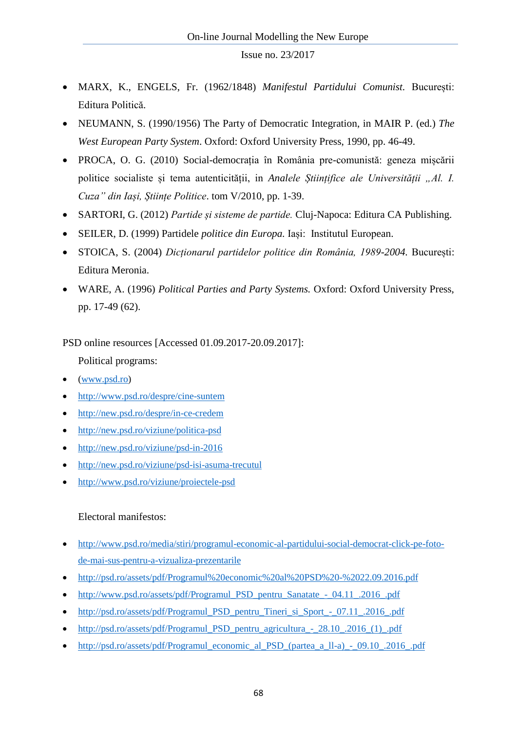- MARX, K., ENGELS, Fr. (1962/1848) *Manifestul Partidului Comunist.* București: Editura Politică.
- NEUMANN, S. (1990/1956) The Party of Democratic Integration, in MAIR P. (ed.) *The West European Party System*. Oxford: Oxford University Press, 1990, pp. 46-49.
- PROCA, O. G. (2010) Social-democrația în România pre-comunistă: geneza mișcării politice socialiste și tema autenticității, in *Analele Științifice ale Universității „Al. I. Cuza" din Iași, Științe Politice*. tom V/2010, pp. 1-39.
- SARTORI, G. (2012) *Partide și sisteme de partide.* Cluj-Napoca: Editura CA Publishing.
- SEILER, D. (1999) Partidele *politice din Europa.* Iași: Institutul European.
- STOICA, S. (2004) *Dicționarul partidelor politice din România, 1989-2004.* București: Editura Meronia.
- WARE, A. (1996) *Political Parties and Party Systems.* Oxford: Oxford University Press, pp. 17-49 (62).

PSD online resources [Accessed 01.09.2017-20.09.2017]:

Political programs:

- (www.psd.ro)
- http://www.psd.ro/despre/cine-suntem
- http://new.psd.ro/despre/in-ce-credem
- http://new.psd.ro/viziune/politica-psd
- http://new.psd.ro/viziune/psd-in-2016
- http://new.psd.ro/viziune/psd-isi-asuma-trecutul
- http://www.psd.ro/viziune/proiectele-psd

Electoral manifestos:

- http://www.psd.ro/media/stiri/programul-economic-al-partidului-social-democrat-click-pe-foto-de-mai-sus-pentru-a-vizualiza-prezentarile
- http://psd.ro/assets/pdf/Programul%20economic%20al%20PSD%20-%2022.09.2016.pdf
- http://www.psd.ro/assets/pdf/Programul_PSD_pentru_Sanatate_-_04.11_.2016_.pdf
- http://psd.ro/assets/pdf/Programul_PSD_pentru_Tineri_si_Sport_-_07.11_.2016_.pdf
- http://psd.ro/assets/pdf/Programul_PSD_pentru_agricultura_-_28.10_.2016_(1)_.pdf
- http://psd.ro/assets/pdf/Programul_economic_al_PSD_(partea_a_ll-a)_-_09.10_.2016_.pdf